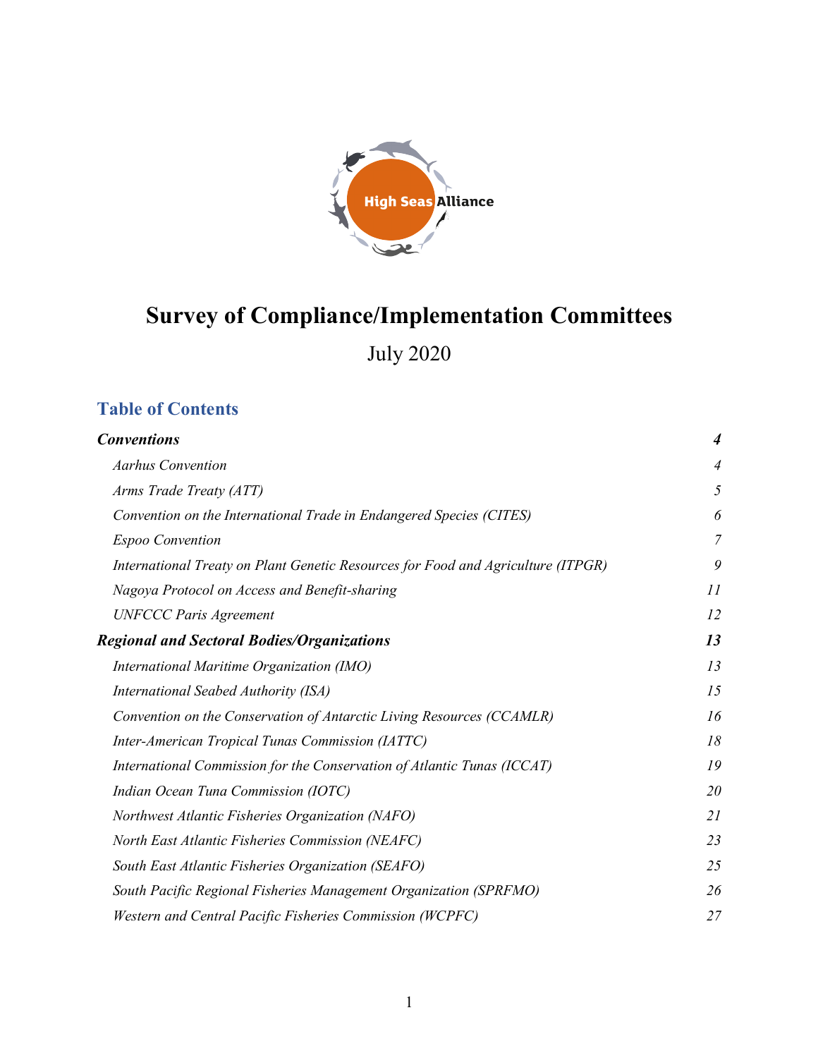High Seas Alliance

# Survey of Compliance/Implementation Committees

July 2020

## Table of Contents

| | |
|---|---|
| ***Conventions*** | ***4*** |
| *Aarhus Convention* | *4* |
| *Arms Trade Treaty (ATT)* | *5* |
| *Convention on the International Trade in Endangered Species (CITES)* | *6* |
| *Espoo Convention* | *7* |
| *International Treaty on Plant Genetic Resources for Food and Agriculture (ITPGR)* | *9* |
| *Nagoya Protocol on Access and Benefit-sharing* | *11* |
| *UNFCCC Paris Agreement* | *12* |
| ***Regional and Sectoral Bodies/Organizations*** | ***13*** |
| *International Maritime Organization (IMO)* | *13* |
| *International Seabed Authority (ISA)* | *15* |
| *Convention on the Conservation of Antarctic Living Resources (CCAMLR)* | *16* |
| *Inter-American Tropical Tunas Commission (IATTC)* | *18* |
| *International Commission for the Conservation of Atlantic Tunas (ICCAT)* | *19* |
| *Indian Ocean Tuna Commission (IOTC)* | *20* |
| *Northwest Atlantic Fisheries Organization (NAFO)* | *21* |
| *North East Atlantic Fisheries Commission (NEAFC)* | *23* |
| *South East Atlantic Fisheries Organization (SEAFO)* | *25* |
| *South Pacific Regional Fisheries Management Organization (SPRFMO)* | *26* |
| *Western and Central Pacific Fisheries Commission (WCPFC)* | *27* |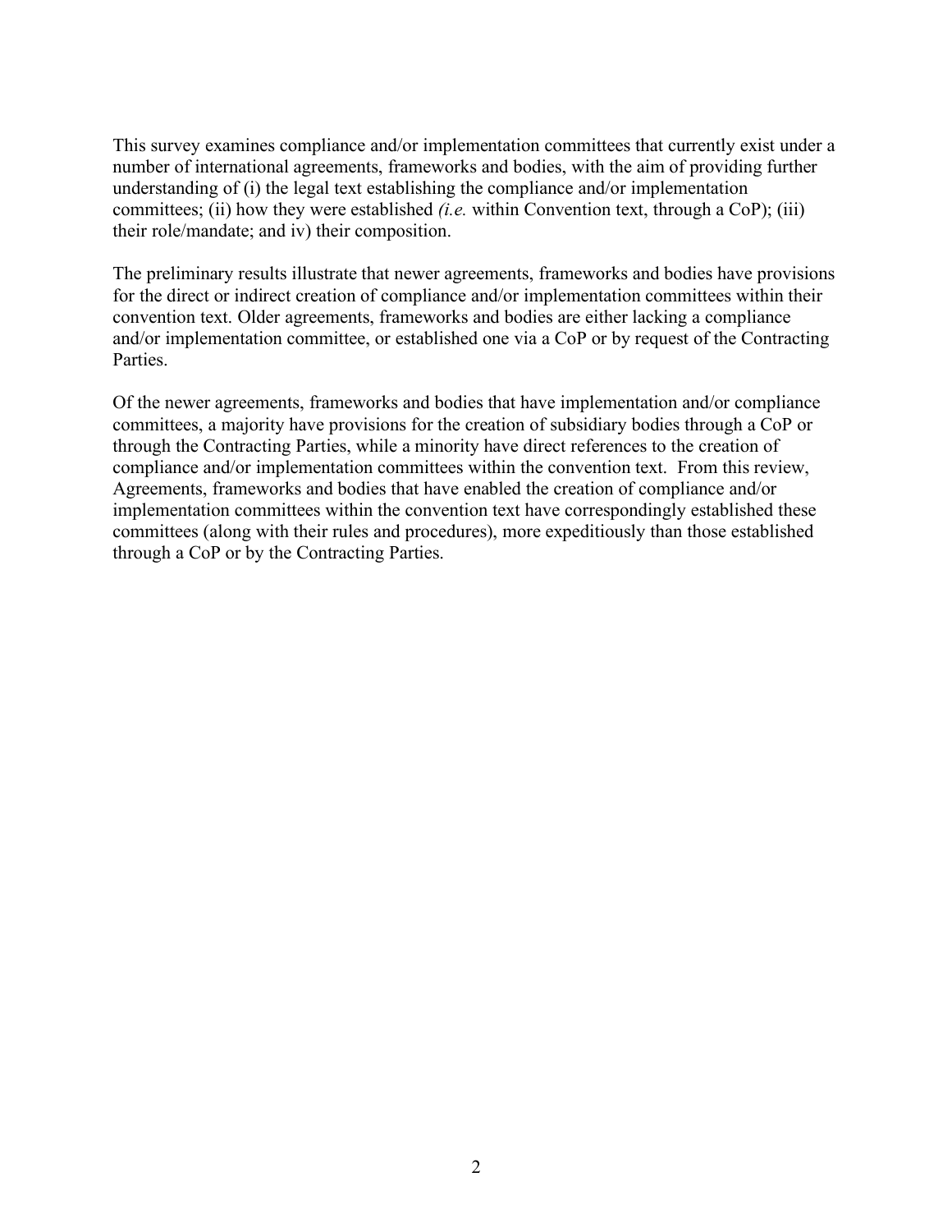This survey examines compliance and/or implementation committees that currently exist under a number of international agreements, frameworks and bodies, with the aim of providing further understanding of (i) the legal text establishing the compliance and/or implementation committees; (ii) how they were established *(i.e.* within Convention text, through a CoP); (iii) their role/mandate; and iv) their composition.

The preliminary results illustrate that newer agreements, frameworks and bodies have provisions for the direct or indirect creation of compliance and/or implementation committees within their convention text. Older agreements, frameworks and bodies are either lacking a compliance and/or implementation committee, or established one via a CoP or by request of the Contracting Parties.

Of the newer agreements, frameworks and bodies that have implementation and/or compliance committees, a majority have provisions for the creation of subsidiary bodies through a CoP or through the Contracting Parties, while a minority have direct references to the creation of compliance and/or implementation committees within the convention text. From this review, Agreements, frameworks and bodies that have enabled the creation of compliance and/or implementation committees within the convention text have correspondingly established these committees (along with their rules and procedures), more expeditiously than those established through a CoP or by the Contracting Parties.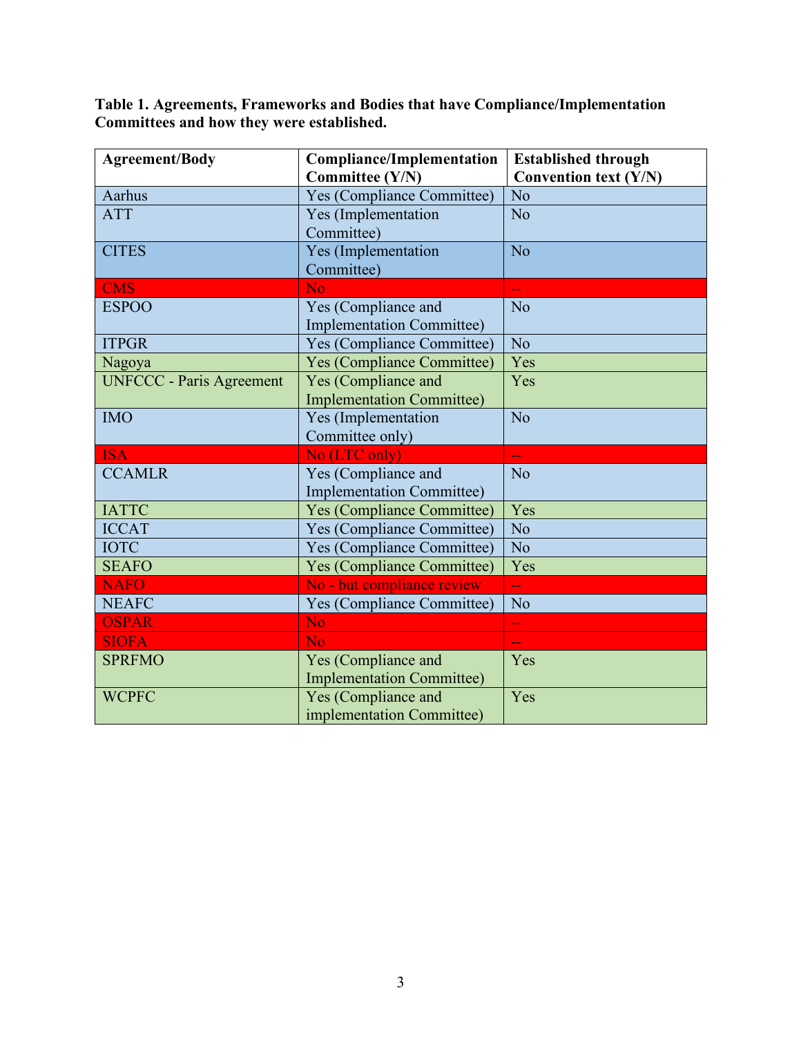**Table 1. Agreements, Frameworks and Bodies that have Compliance/Implementation Committees and how they were established.**

| Agreement/Body | Compliance/Implementation Committee (Y/N) | Established through Convention text (Y/N) |
|---|---|---|
| Aarhus | Yes (Compliance Committee) | No |
| ATT | Yes (Implementation Committee) | No |
| CITES | Yes (Implementation Committee) | No |
| CMS | No | -- |
| ESPOO | Yes (Compliance and Implementation Committee) | No |
| ITPGR | Yes (Compliance Committee) | No |
| Nagoya | Yes (Compliance Committee) | Yes |
| UNFCCC - Paris Agreement | Yes (Compliance and Implementation Committee) | Yes |
| IMO | Yes (Implementation Committee only) | No |
| ISA | No (LTC only) | -- |
| CCAMLR | Yes (Compliance and Implementation Committee) | No |
| IATTC | Yes (Compliance Committee) | Yes |
| ICCAT | Yes (Compliance Committee) | No |
| IOTC | Yes (Compliance Committee) | No |
| SEAFO | Yes (Compliance Committee) | Yes |
| NAFO | No - but compliance review | -- |
| NEAFC | Yes (Compliance Committee) | No |
| OSPAR | No | -- |
| SIOFA | No | -- |
| SPRFMO | Yes (Compliance and Implementation Committee) | Yes |
| WCPFC | Yes (Compliance and implementation Committee) | Yes |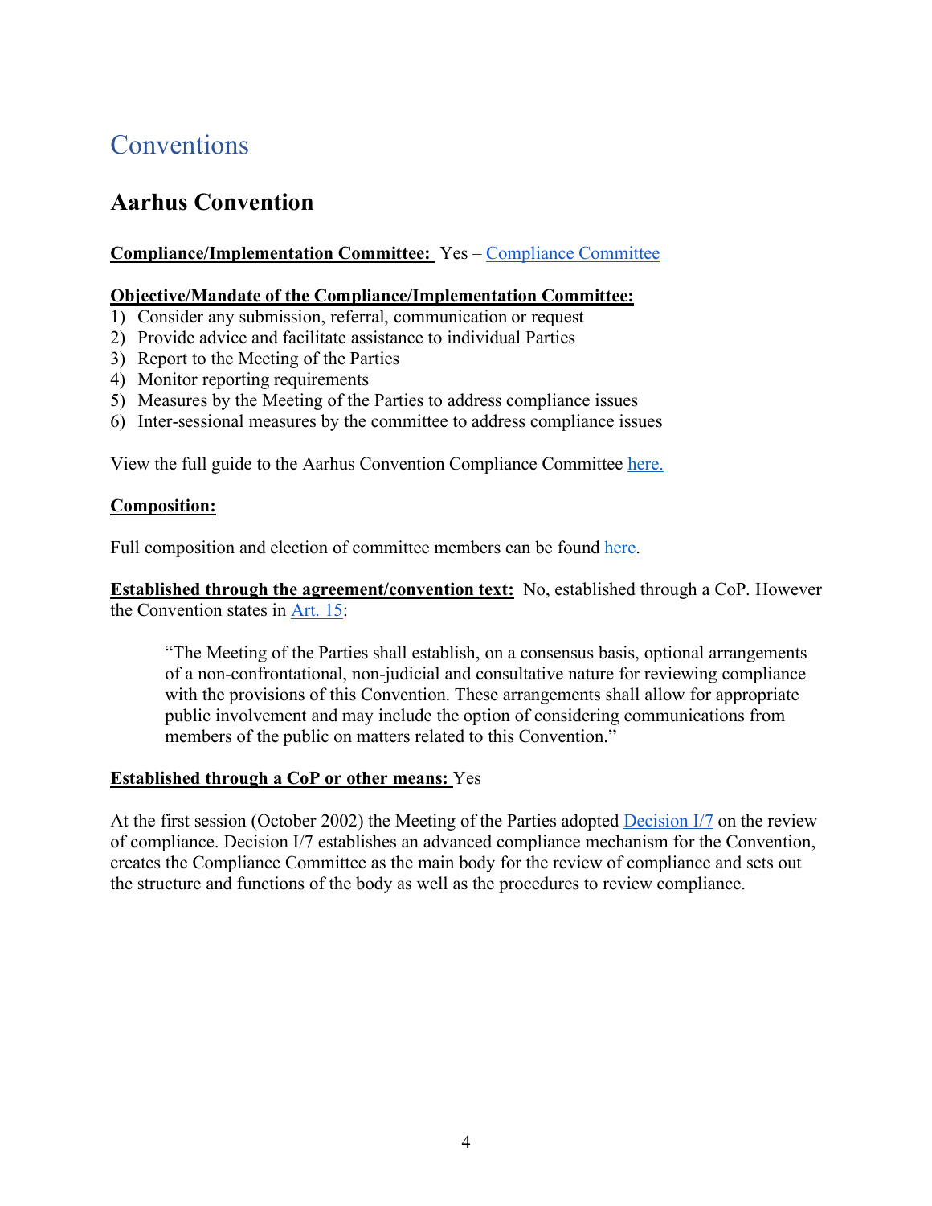# Conventions

## Aarhus Convention

**Compliance/Implementation Committee:** Yes – Compliance Committee

**Objective/Mandate of the Compliance/Implementation Committee:**

1) Consider any submission, referral, communication or request
2) Provide advice and facilitate assistance to individual Parties
3) Report to the Meeting of the Parties
4) Monitor reporting requirements
5) Measures by the Meeting of the Parties to address compliance issues
6) Inter-sessional measures by the committee to address compliance issues

View the full guide to the Aarhus Convention Compliance Committee here.

**Composition:**

Full composition and election of committee members can be found here.

**Established through the agreement/convention text:** No, established through a CoP. However the Convention states in Art. 15:

> "The Meeting of the Parties shall establish, on a consensus basis, optional arrangements of a non-confrontational, non-judicial and consultative nature for reviewing compliance with the provisions of this Convention. These arrangements shall allow for appropriate public involvement and may include the option of considering communications from members of the public on matters related to this Convention."

**Established through a CoP or other means:** Yes

At the first session (October 2002) the Meeting of the Parties adopted Decision I/7 on the review of compliance. Decision I/7 establishes an advanced compliance mechanism for the Convention, creates the Compliance Committee as the main body for the review of compliance and sets out the structure and functions of the body as well as the procedures to review compliance.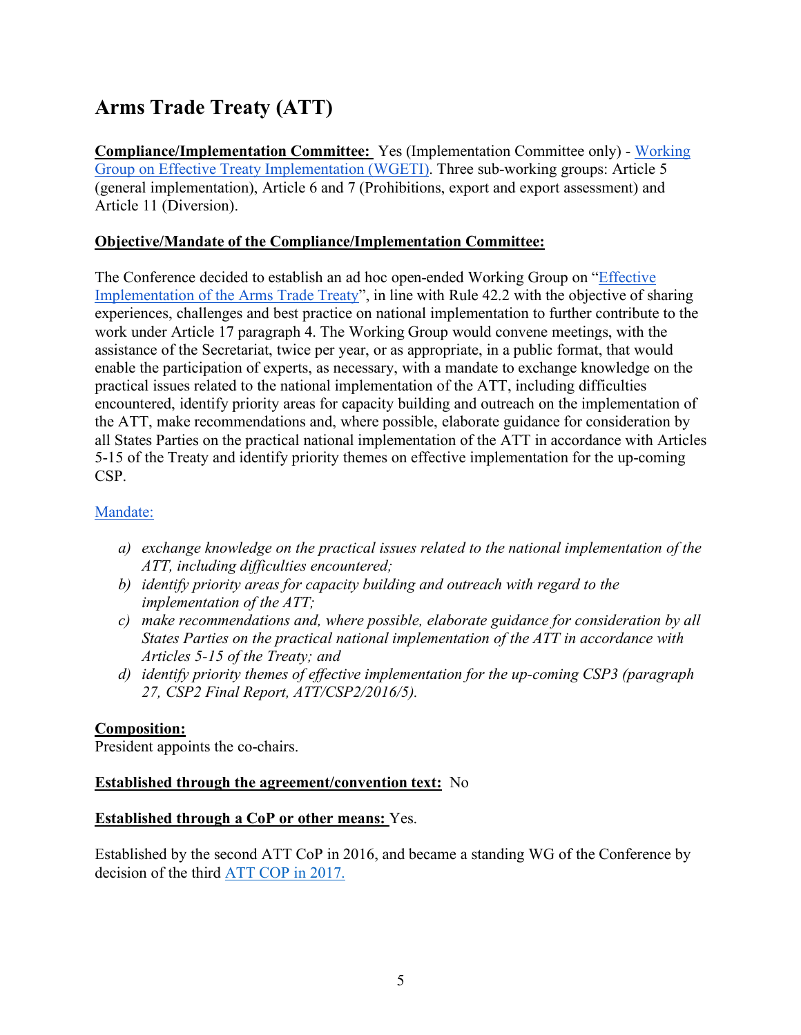## Arms Trade Treaty (ATT)

**Compliance/Implementation Committee:** Yes (Implementation Committee only) - Working Group on Effective Treaty Implementation (WGETI). Three sub-working groups: Article 5 (general implementation), Article 6 and 7 (Prohibitions, export and export assessment) and Article 11 (Diversion).

**Objective/Mandate of the Compliance/Implementation Committee:**

The Conference decided to establish an ad hoc open-ended Working Group on "Effective Implementation of the Arms Trade Treaty", in line with Rule 42.2 with the objective of sharing experiences, challenges and best practice on national implementation to further contribute to the work under Article 17 paragraph 4. The Working Group would convene meetings, with the assistance of the Secretariat, twice per year, or as appropriate, in a public format, that would enable the participation of experts, as necessary, with a mandate to exchange knowledge on the practical issues related to the national implementation of the ATT, including difficulties encountered, identify priority areas for capacity building and outreach on the implementation of the ATT, make recommendations and, where possible, elaborate guidance for consideration by all States Parties on the practical national implementation of the ATT in accordance with Articles 5-15 of the Treaty and identify priority themes on effective implementation for the up-coming CSP.

Mandate:

- a) *exchange knowledge on the practical issues related to the national implementation of the ATT, including difficulties encountered;*
- b) *identify priority areas for capacity building and outreach with regard to the implementation of the ATT;*
- c) *make recommendations and, where possible, elaborate guidance for consideration by all States Parties on the practical national implementation of the ATT in accordance with Articles 5-15 of the Treaty; and*
- d) *identify priority themes of effective implementation for the up-coming CSP3 (paragraph 27, CSP2 Final Report, ATT/CSP2/2016/5).*

**Composition:**
President appoints the co-chairs.

**Established through the agreement/convention text:** No

**Established through a CoP or other means:** Yes.

Established by the second ATT CoP in 2016, and became a standing WG of the Conference by decision of the third ATT COP in 2017.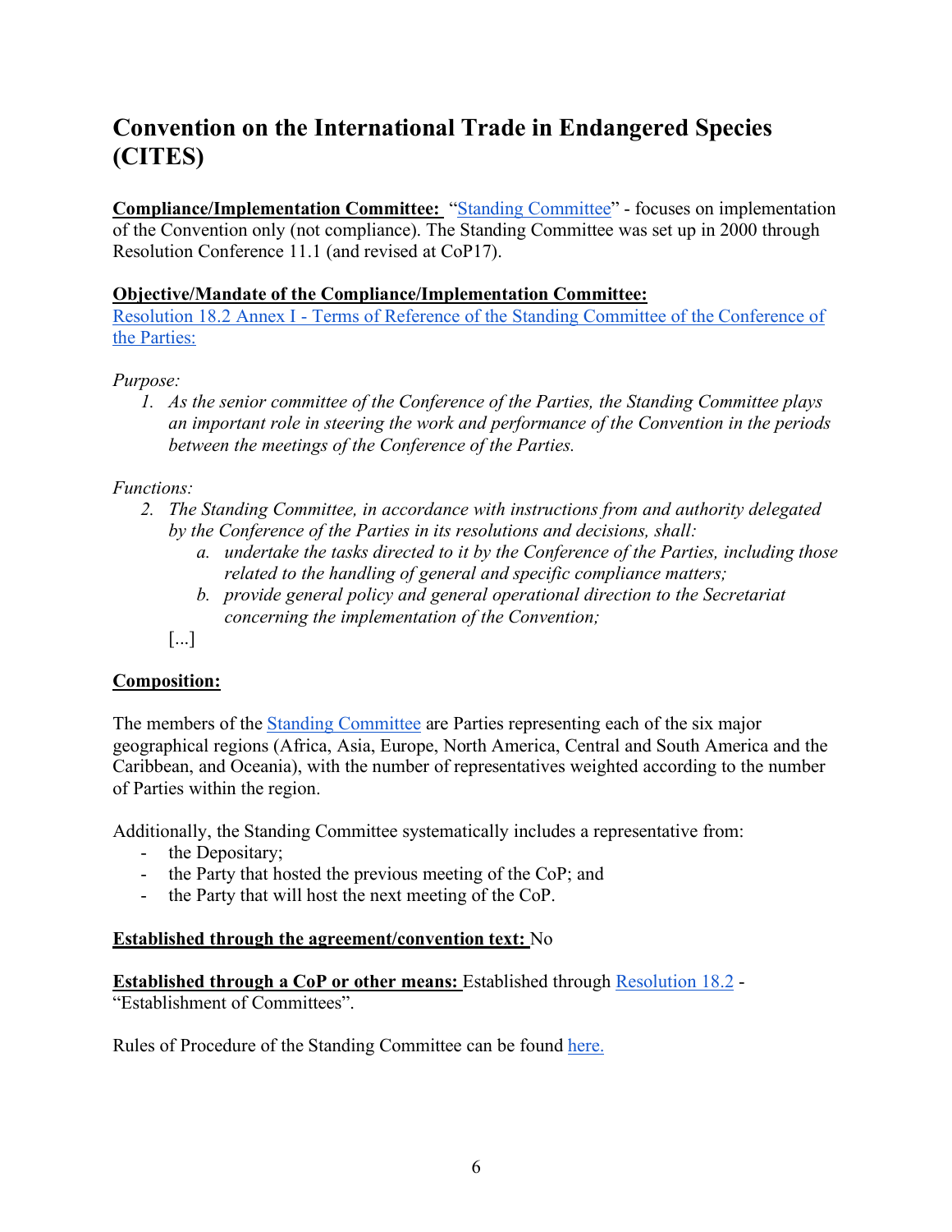# Convention on the International Trade in Endangered Species (CITES)

**Compliance/Implementation Committee:** "Standing Committee" - focuses on implementation of the Convention only (not compliance). The Standing Committee was set up in 2000 through Resolution Conference 11.1 (and revised at CoP17).

**Objective/Mandate of the Compliance/Implementation Committee:**
Resolution 18.2 Annex I - Terms of Reference of the Standing Committee of the Conference of the Parties:

*Purpose:*

1. *As the senior committee of the Conference of the Parties, the Standing Committee plays an important role in steering the work and performance of the Convention in the periods between the meetings of the Conference of the Parties.*

*Functions:*

2. *The Standing Committee, in accordance with instructions from and authority delegated by the Conference of the Parties in its resolutions and decisions, shall:*
   a. *undertake the tasks directed to it by the Conference of the Parties, including those related to the handling of general and specific compliance matters;*
   b. *provide general policy and general operational direction to the Secretariat concerning the implementation of the Convention;*

   [...]

**Composition:**

The members of the Standing Committee are Parties representing each of the six major geographical regions (Africa, Asia, Europe, North America, Central and South America and the Caribbean, and Oceania), with the number of representatives weighted according to the number of Parties within the region.

Additionally, the Standing Committee systematically includes a representative from:

- the Depositary;
- the Party that hosted the previous meeting of the CoP; and
- the Party that will host the next meeting of the CoP.

**Established through the agreement/convention text:** No

**Established through a CoP or other means:** Established through Resolution 18.2 - "Establishment of Committees".

Rules of Procedure of the Standing Committee can be found here.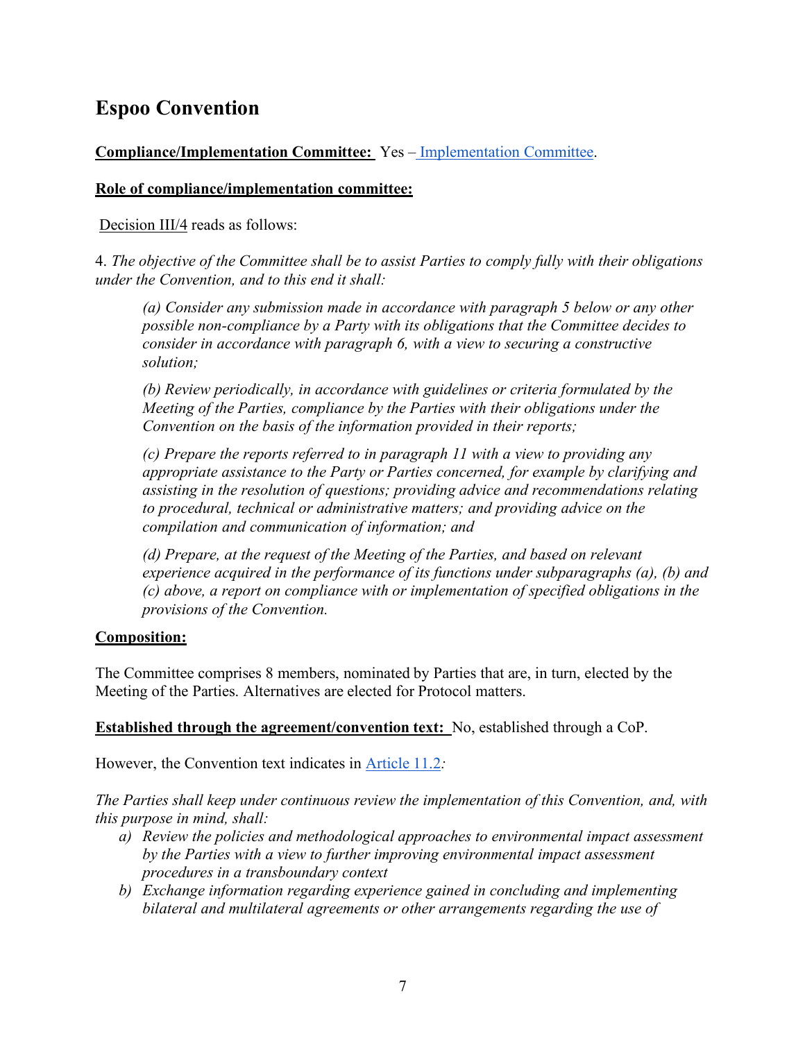## Espoo Convention

**Compliance/Implementation Committee:** Yes – Implementation Committee.

**Role of compliance/implementation committee:**

Decision III/4 reads as follows:

4. *The objective of the Committee shall be to assist Parties to comply fully with their obligations under the Convention, and to this end it shall:*

> *(a) Consider any submission made in accordance with paragraph 5 below or any other possible non-compliance by a Party with its obligations that the Committee decides to consider in accordance with paragraph 6, with a view to securing a constructive solution;*
>
> *(b) Review periodically, in accordance with guidelines or criteria formulated by the Meeting of the Parties, compliance by the Parties with their obligations under the Convention on the basis of the information provided in their reports;*
>
> *(c) Prepare the reports referred to in paragraph 11 with a view to providing any appropriate assistance to the Party or Parties concerned, for example by clarifying and assisting in the resolution of questions; providing advice and recommendations relating to procedural, technical or administrative matters; and providing advice on the compilation and communication of information; and*
>
> *(d) Prepare, at the request of the Meeting of the Parties, and based on relevant experience acquired in the performance of its functions under subparagraphs (a), (b) and (c) above, a report on compliance with or implementation of specified obligations in the provisions of the Convention.*

**Composition:**

The Committee comprises 8 members, nominated by Parties that are, in turn, elected by the Meeting of the Parties. Alternatives are elected for Protocol matters.

**Established through the agreement/convention text:** No, established through a CoP.

However, the Convention text indicates in Article 11.2*:*

*The Parties shall keep under continuous review the implementation of this Convention, and, with this purpose in mind, shall:*

a) *Review the policies and methodological approaches to environmental impact assessment by the Parties with a view to further improving environmental impact assessment procedures in a transboundary context*
b) *Exchange information regarding experience gained in concluding and implementing bilateral and multilateral agreements or other arrangements regarding the use of*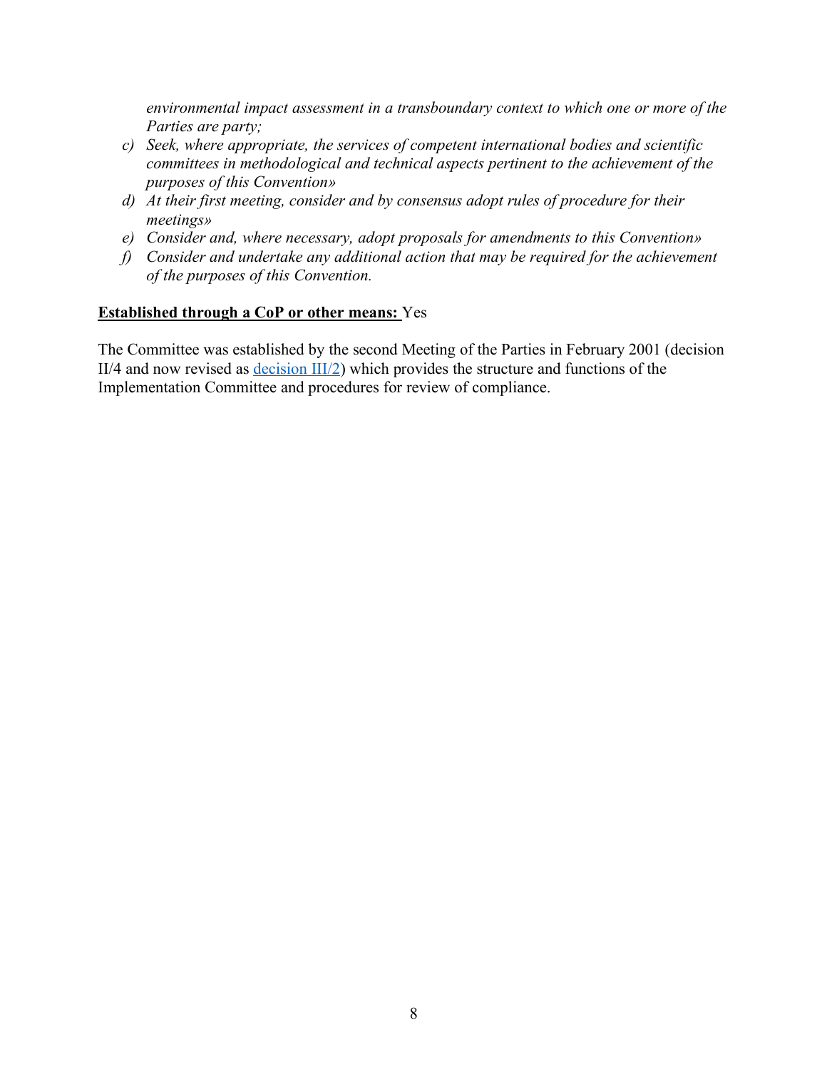*environmental impact assessment in a transboundary context to which one or more of the Parties are party;*

c) *Seek, where appropriate, the services of competent international bodies and scientific committees in methodological and technical aspects pertinent to the achievement of the purposes of this Convention»*
d) *At their first meeting, consider and by consensus adopt rules of procedure for their meetings»*
e) *Consider and, where necessary, adopt proposals for amendments to this Convention»*
f) *Consider and undertake any additional action that may be required for the achievement of the purposes of this Convention.*

**Established through a CoP or other means:** Yes

The Committee was established by the second Meeting of the Parties in February 2001 (decision II/4 and now revised as decision III/2) which provides the structure and functions of the Implementation Committee and procedures for review of compliance.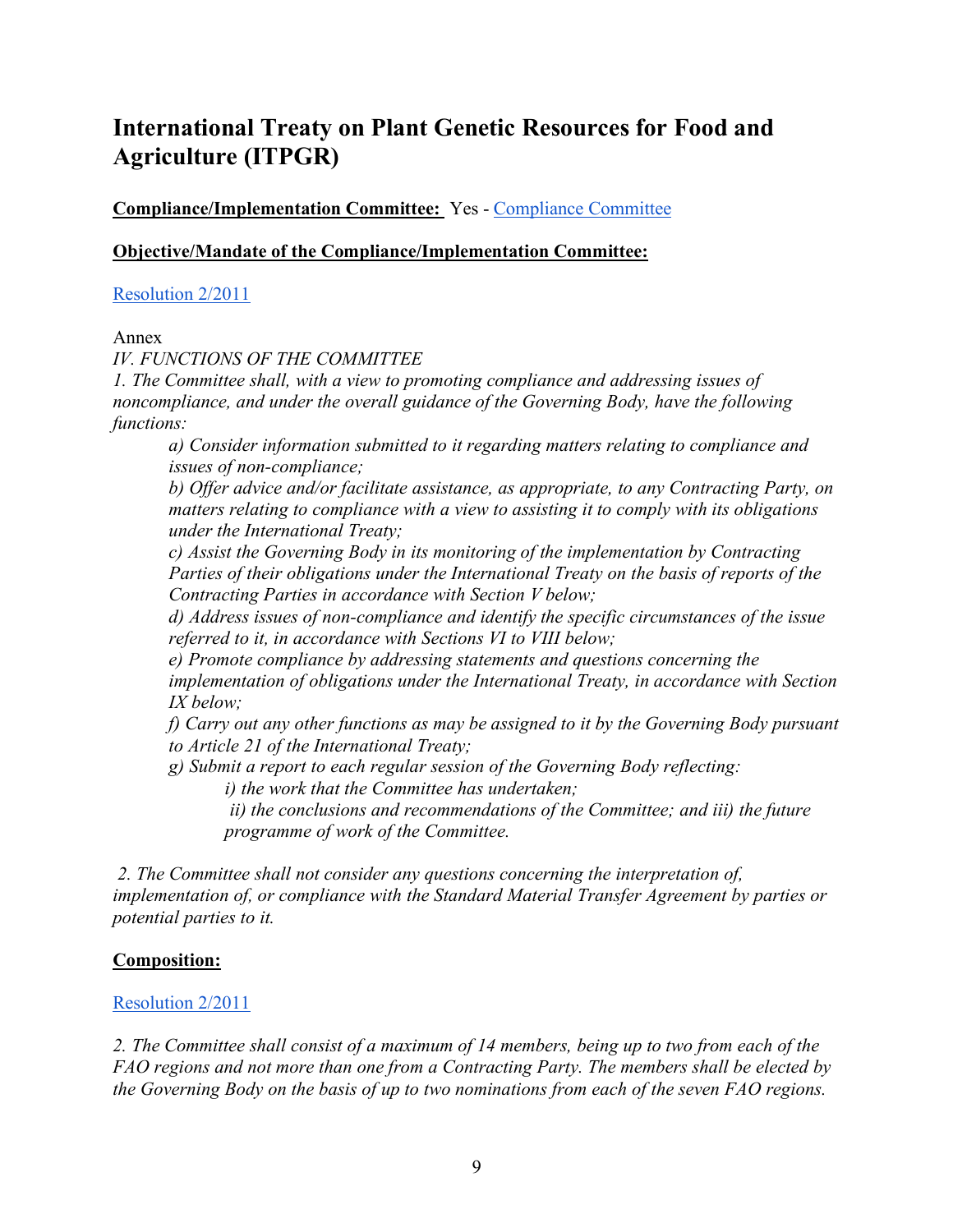## International Treaty on Plant Genetic Resources for Food and Agriculture (ITPGR)

**Compliance/Implementation Committee:** Yes - Compliance Committee

**Objective/Mandate of the Compliance/Implementation Committee:**

Resolution 2/2011

Annex

*IV. FUNCTIONS OF THE COMMITTEE*

*1. The Committee shall, with a view to promoting compliance and addressing issues of noncompliance, and under the overall guidance of the Governing Body, have the following functions:*

> *a) Consider information submitted to it regarding matters relating to compliance and issues of non-compliance;*
>
> *b) Offer advice and/or facilitate assistance, as appropriate, to any Contracting Party, on matters relating to compliance with a view to assisting it to comply with its obligations under the International Treaty;*
>
> *c) Assist the Governing Body in its monitoring of the implementation by Contracting Parties of their obligations under the International Treaty on the basis of reports of the Contracting Parties in accordance with Section V below;*
>
> *d) Address issues of non-compliance and identify the specific circumstances of the issue referred to it, in accordance with Sections VI to VIII below;*
>
> *e) Promote compliance by addressing statements and questions concerning the implementation of obligations under the International Treaty, in accordance with Section IX below;*
>
> *f) Carry out any other functions as may be assigned to it by the Governing Body pursuant to Article 21 of the International Treaty;*
>
> *g) Submit a report to each regular session of the Governing Body reflecting:*
>
> > *i) the work that the Committee has undertaken;*
> >
> > *ii) the conclusions and recommendations of the Committee; and iii) the future programme of work of the Committee.*

*2. The Committee shall not consider any questions concerning the interpretation of, implementation of, or compliance with the Standard Material Transfer Agreement by parties or potential parties to it.*

**Composition:**

Resolution 2/2011

*2. The Committee shall consist of a maximum of 14 members, being up to two from each of the FAO regions and not more than one from a Contracting Party. The members shall be elected by the Governing Body on the basis of up to two nominations from each of the seven FAO regions.*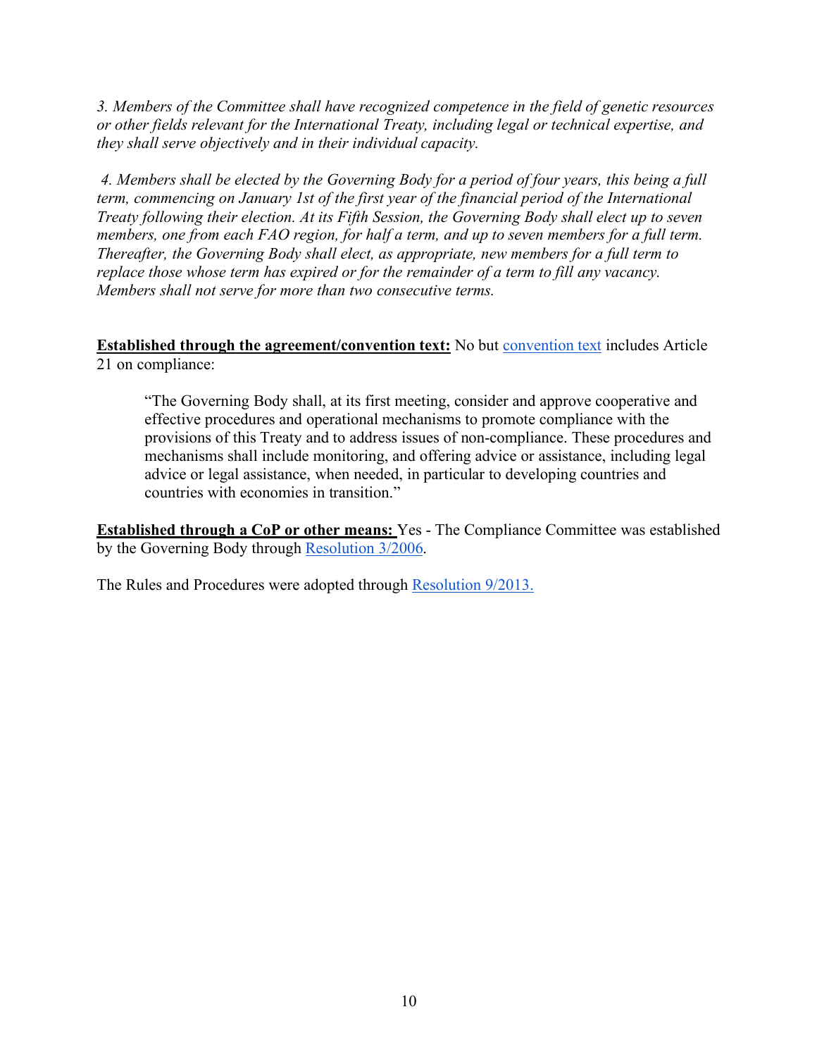*3. Members of the Committee shall have recognized competence in the field of genetic resources or other fields relevant for the International Treaty, including legal or technical expertise, and they shall serve objectively and in their individual capacity.*

*4. Members shall be elected by the Governing Body for a period of four years, this being a full term, commencing on January 1st of the first year of the financial period of the International Treaty following their election. At its Fifth Session, the Governing Body shall elect up to seven members, one from each FAO region, for half a term, and up to seven members for a full term. Thereafter, the Governing Body shall elect, as appropriate, new members for a full term to replace those whose term has expired or for the remainder of a term to fill any vacancy. Members shall not serve for more than two consecutive terms.*

**Established through the agreement/convention text:** No but convention text includes Article 21 on compliance:

> "The Governing Body shall, at its first meeting, consider and approve cooperative and effective procedures and operational mechanisms to promote compliance with the provisions of this Treaty and to address issues of non-compliance. These procedures and mechanisms shall include monitoring, and offering advice or assistance, including legal advice or legal assistance, when needed, in particular to developing countries and countries with economies in transition."

**Established through a CoP or other means:** Yes - The Compliance Committee was established by the Governing Body through Resolution 3/2006.

The Rules and Procedures were adopted through Resolution 9/2013.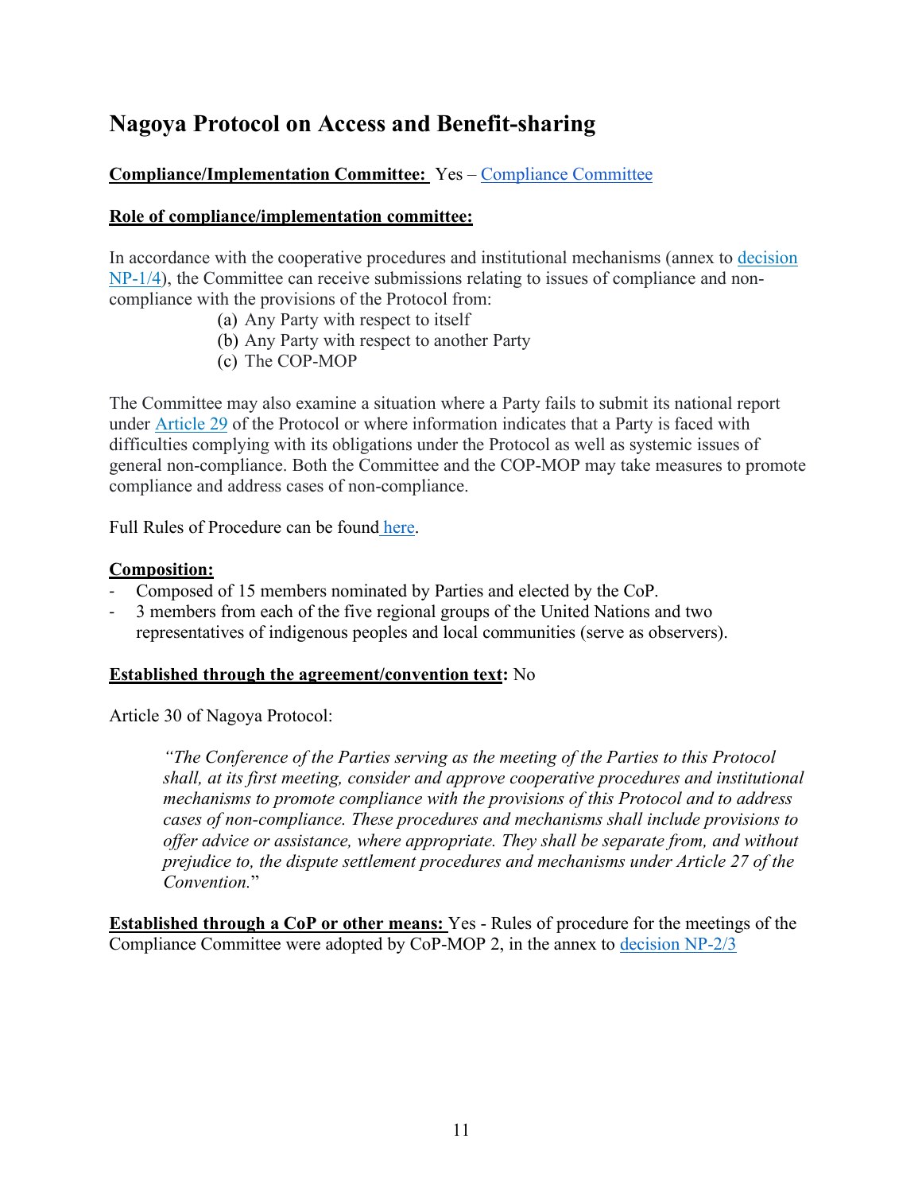## Nagoya Protocol on Access and Benefit-sharing

**Compliance/Implementation Committee:** Yes – Compliance Committee

**Role of compliance/implementation committee:**

In accordance with the cooperative procedures and institutional mechanisms (annex to decision NP-1/4), the Committee can receive submissions relating to issues of compliance and non-compliance with the provisions of the Protocol from:

(a) Any Party with respect to itself
(b) Any Party with respect to another Party
(c) The COP-MOP

The Committee may also examine a situation where a Party fails to submit its national report under Article 29 of the Protocol or where information indicates that a Party is faced with difficulties complying with its obligations under the Protocol as well as systemic issues of general non-compliance. Both the Committee and the COP-MOP may take measures to promote compliance and address cases of non-compliance.

Full Rules of Procedure can be found here.

**Composition:**

- Composed of 15 members nominated by Parties and elected by the CoP.
- 3 members from each of the five regional groups of the United Nations and two representatives of indigenous peoples and local communities (serve as observers).

**Established through the agreement/convention text:** No

Article 30 of Nagoya Protocol:

> *"The Conference of the Parties serving as the meeting of the Parties to this Protocol shall, at its first meeting, consider and approve cooperative procedures and institutional mechanisms to promote compliance with the provisions of this Protocol and to address cases of non-compliance. These procedures and mechanisms shall include provisions to offer advice or assistance, where appropriate. They shall be separate from, and without prejudice to, the dispute settlement procedures and mechanisms under Article 27 of the Convention.*"

**Established through a CoP or other means:** Yes - Rules of procedure for the meetings of the Compliance Committee were adopted by CoP-MOP 2, in the annex to decision NP-2/3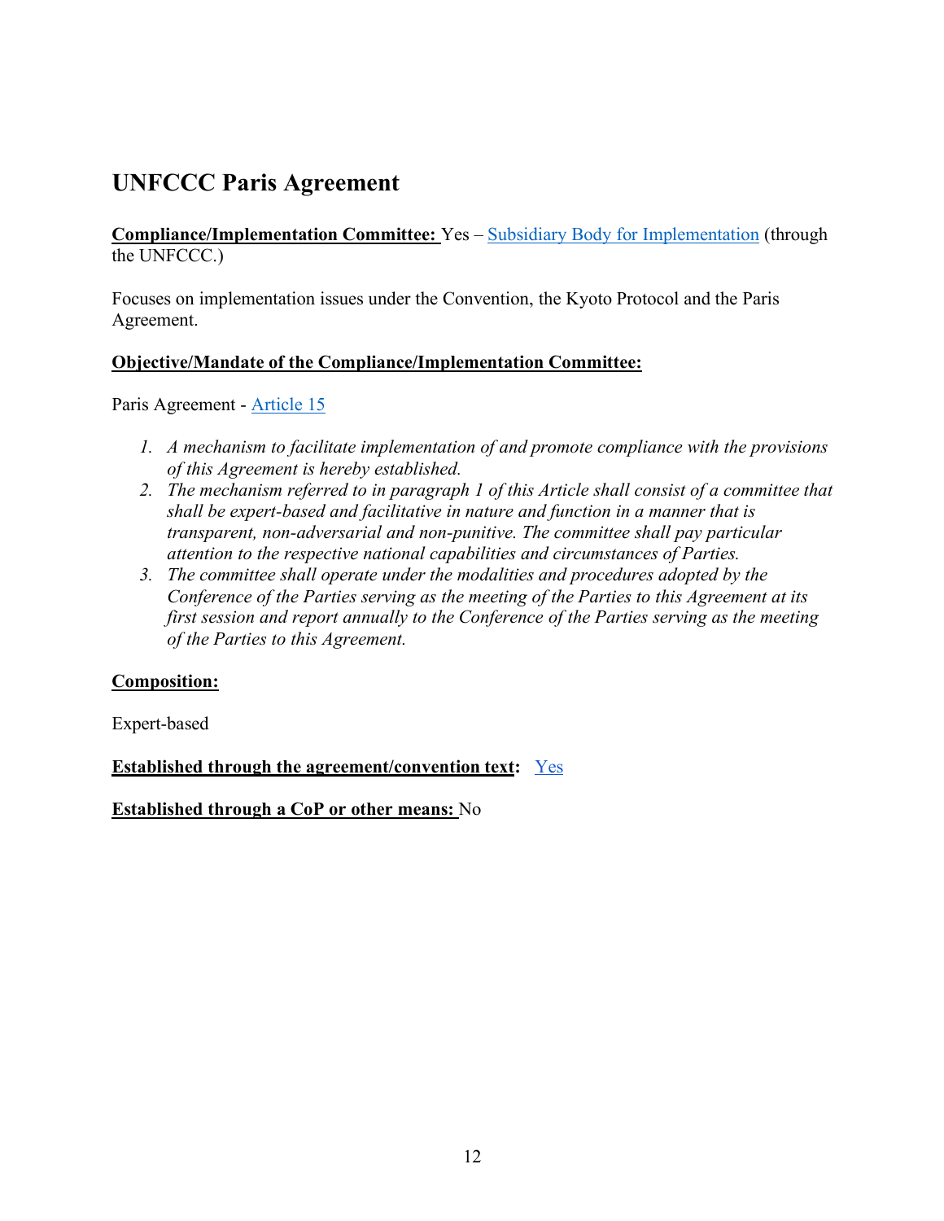## UNFCCC Paris Agreement

**Compliance/Implementation Committee:** Yes – Subsidiary Body for Implementation (through the UNFCCC.)

Focuses on implementation issues under the Convention, the Kyoto Protocol and the Paris Agreement.

**Objective/Mandate of the Compliance/Implementation Committee:**

Paris Agreement - Article 15

1. *A mechanism to facilitate implementation of and promote compliance with the provisions of this Agreement is hereby established.*
2. *The mechanism referred to in paragraph 1 of this Article shall consist of a committee that shall be expert-based and facilitative in nature and function in a manner that is transparent, non-adversarial and non-punitive. The committee shall pay particular attention to the respective national capabilities and circumstances of Parties.*
3. *The committee shall operate under the modalities and procedures adopted by the Conference of the Parties serving as the meeting of the Parties to this Agreement at its first session and report annually to the Conference of the Parties serving as the meeting of the Parties to this Agreement.*

**Composition:**

Expert-based

**Established through the agreement/convention text:** Yes

**Established through a CoP or other means:** No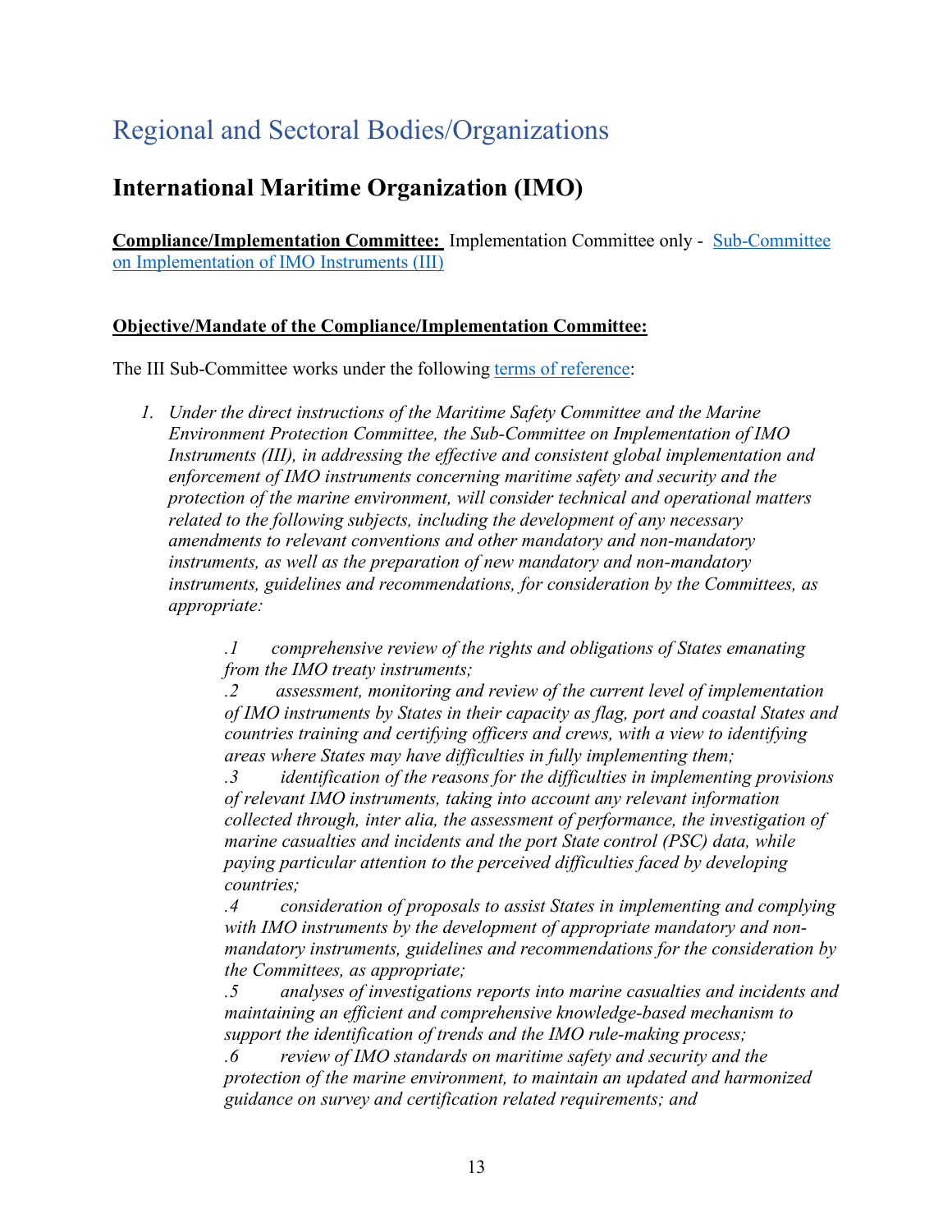# Regional and Sectoral Bodies/Organizations

## International Maritime Organization (IMO)

**Compliance/Implementation Committee:** Implementation Committee only - Sub-Committee on Implementation of IMO Instruments (III)

**Objective/Mandate of the Compliance/Implementation Committee:**

The III Sub-Committee works under the following terms of reference:

1. *Under the direct instructions of the Maritime Safety Committee and the Marine Environment Protection Committee, the Sub-Committee on Implementation of IMO Instruments (III), in addressing the effective and consistent global implementation and enforcement of IMO instruments concerning maritime safety and security and the protection of the marine environment, will consider technical and operational matters related to the following subjects, including the development of any necessary amendments to relevant conventions and other mandatory and non-mandatory instruments, as well as the preparation of new mandatory and non-mandatory instruments, guidelines and recommendations, for consideration by the Committees, as appropriate:*

   *.1 comprehensive review of the rights and obligations of States emanating from the IMO treaty instruments;*
   *.2 assessment, monitoring and review of the current level of implementation of IMO instruments by States in their capacity as flag, port and coastal States and countries training and certifying officers and crews, with a view to identifying areas where States may have difficulties in fully implementing them;*
   *.3 identification of the reasons for the difficulties in implementing provisions of relevant IMO instruments, taking into account any relevant information collected through, inter alia, the assessment of performance, the investigation of marine casualties and incidents and the port State control (PSC) data, while paying particular attention to the perceived difficulties faced by developing countries;*
   *.4 consideration of proposals to assist States in implementing and complying with IMO instruments by the development of appropriate mandatory and non-mandatory instruments, guidelines and recommendations for the consideration by the Committees, as appropriate;*
   *.5 analyses of investigations reports into marine casualties and incidents and maintaining an efficient and comprehensive knowledge-based mechanism to support the identification of trends and the IMO rule-making process;*
   *.6 review of IMO standards on maritime safety and security and the protection of the marine environment, to maintain an updated and harmonized guidance on survey and certification related requirements; and*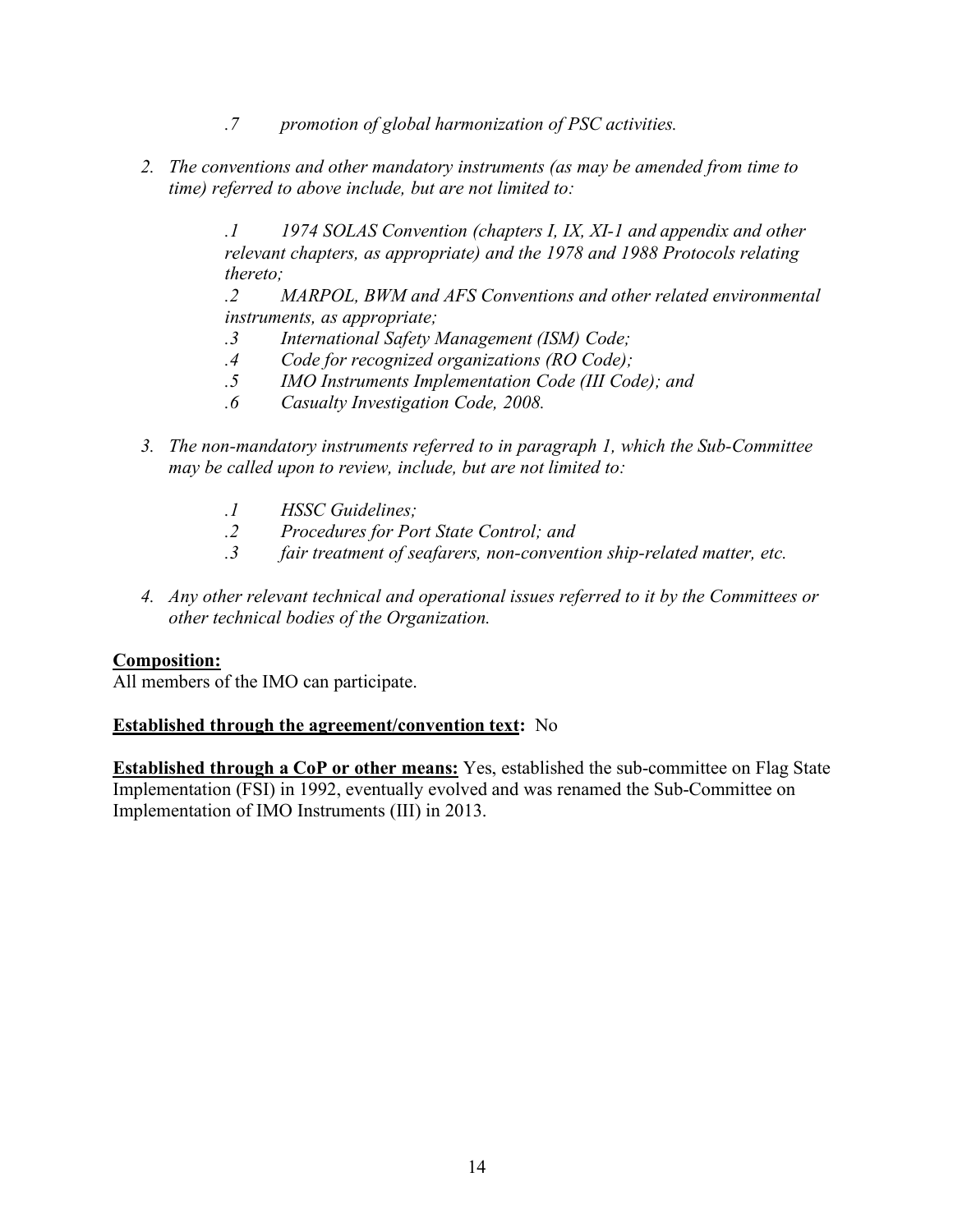*.7 promotion of global harmonization of PSC activities.*

*2. The conventions and other mandatory instruments (as may be amended from time to time) referred to above include, but are not limited to:*

*.1 1974 SOLAS Convention (chapters I, IX, XI-1 and appendix and other relevant chapters, as appropriate) and the 1978 and 1988 Protocols relating thereto;*
*.2 MARPOL, BWM and AFS Conventions and other related environmental instruments, as appropriate;*
*.3 International Safety Management (ISM) Code;*
*.4 Code for recognized organizations (RO Code);*
*.5 IMO Instruments Implementation Code (III Code); and*
*.6 Casualty Investigation Code, 2008.*

*3. The non-mandatory instruments referred to in paragraph 1, which the Sub-Committee may be called upon to review, include, but are not limited to:*

*.1 HSSC Guidelines;*
*.2 Procedures for Port State Control; and*
*.3 fair treatment of seafarers, non-convention ship-related matter, etc.*

*4. Any other relevant technical and operational issues referred to it by the Committees or other technical bodies of the Organization.*

**Composition:**
All members of the IMO can participate.

**Established through the agreement/convention text:** No

**Established through a CoP or other means:** Yes, established the sub-committee on Flag State Implementation (FSI) in 1992, eventually evolved and was renamed the Sub-Committee on Implementation of IMO Instruments (III) in 2013.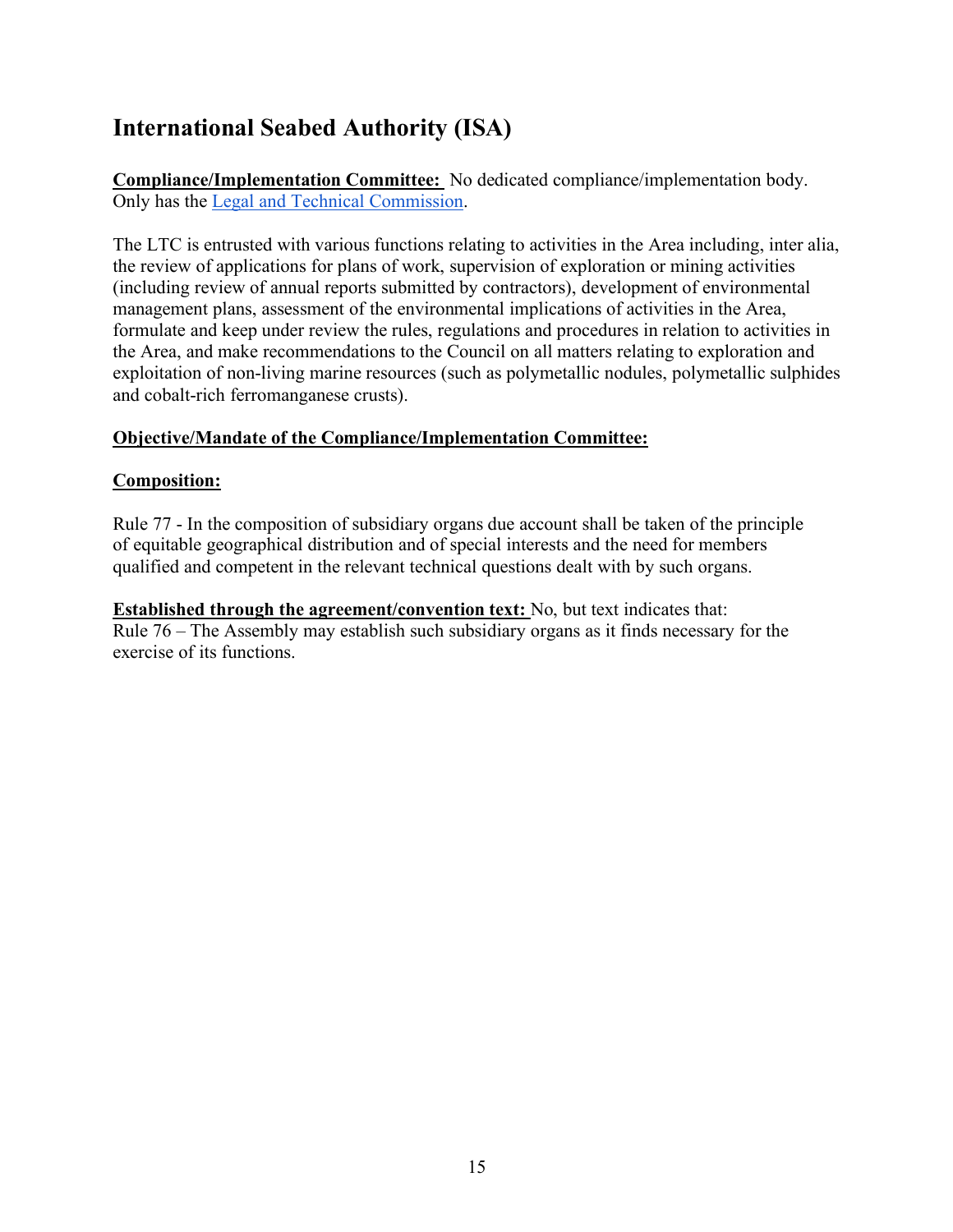## International Seabed Authority (ISA)

**Compliance/Implementation Committee:** No dedicated compliance/implementation body. Only has the [Legal and Technical Commission](#).

The LTC is entrusted with various functions relating to activities in the Area including, inter alia, the review of applications for plans of work, supervision of exploration or mining activities (including review of annual reports submitted by contractors), development of environmental management plans, assessment of the environmental implications of activities in the Area, formulate and keep under review the rules, regulations and procedures in relation to activities in the Area, and make recommendations to the Council on all matters relating to exploration and exploitation of non-living marine resources (such as polymetallic nodules, polymetallic sulphides and cobalt-rich ferromanganese crusts).

**Objective/Mandate of the Compliance/Implementation Committee:**

**Composition:**

Rule 77 - In the composition of subsidiary organs due account shall be taken of the principle of equitable geographical distribution and of special interests and the need for members qualified and competent in the relevant technical questions dealt with by such organs.

**Established through the agreement/convention text:** No, but text indicates that:
Rule 76 – The Assembly may establish such subsidiary organs as it finds necessary for the exercise of its functions.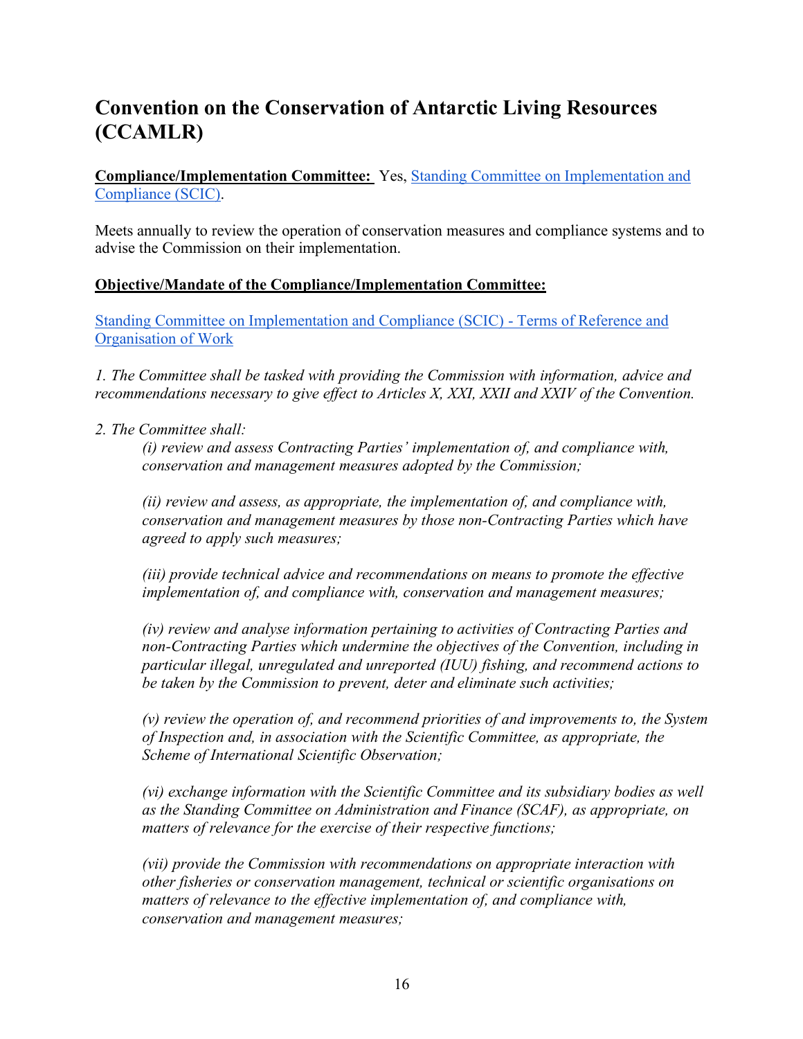## Convention on the Conservation of Antarctic Living Resources (CCAMLR)

**Compliance/Implementation Committee:** Yes, Standing Committee on Implementation and Compliance (SCIC).

Meets annually to review the operation of conservation measures and compliance systems and to advise the Commission on their implementation.

**Objective/Mandate of the Compliance/Implementation Committee:**

Standing Committee on Implementation and Compliance (SCIC) - Terms of Reference and Organisation of Work

*1. The Committee shall be tasked with providing the Commission with information, advice and recommendations necessary to give effect to Articles X, XXI, XXII and XXIV of the Convention.*

*2. The Committee shall:*

*(i) review and assess Contracting Parties' implementation of, and compliance with, conservation and management measures adopted by the Commission;*

*(ii) review and assess, as appropriate, the implementation of, and compliance with, conservation and management measures by those non-Contracting Parties which have agreed to apply such measures;*

*(iii) provide technical advice and recommendations on means to promote the effective implementation of, and compliance with, conservation and management measures;*

*(iv) review and analyse information pertaining to activities of Contracting Parties and non-Contracting Parties which undermine the objectives of the Convention, including in particular illegal, unregulated and unreported (IUU) fishing, and recommend actions to be taken by the Commission to prevent, deter and eliminate such activities;*

*(v) review the operation of, and recommend priorities of and improvements to, the System of Inspection and, in association with the Scientific Committee, as appropriate, the Scheme of International Scientific Observation;*

*(vi) exchange information with the Scientific Committee and its subsidiary bodies as well as the Standing Committee on Administration and Finance (SCAF), as appropriate, on matters of relevance for the exercise of their respective functions;*

*(vii) provide the Commission with recommendations on appropriate interaction with other fisheries or conservation management, technical or scientific organisations on matters of relevance to the effective implementation of, and compliance with, conservation and management measures;*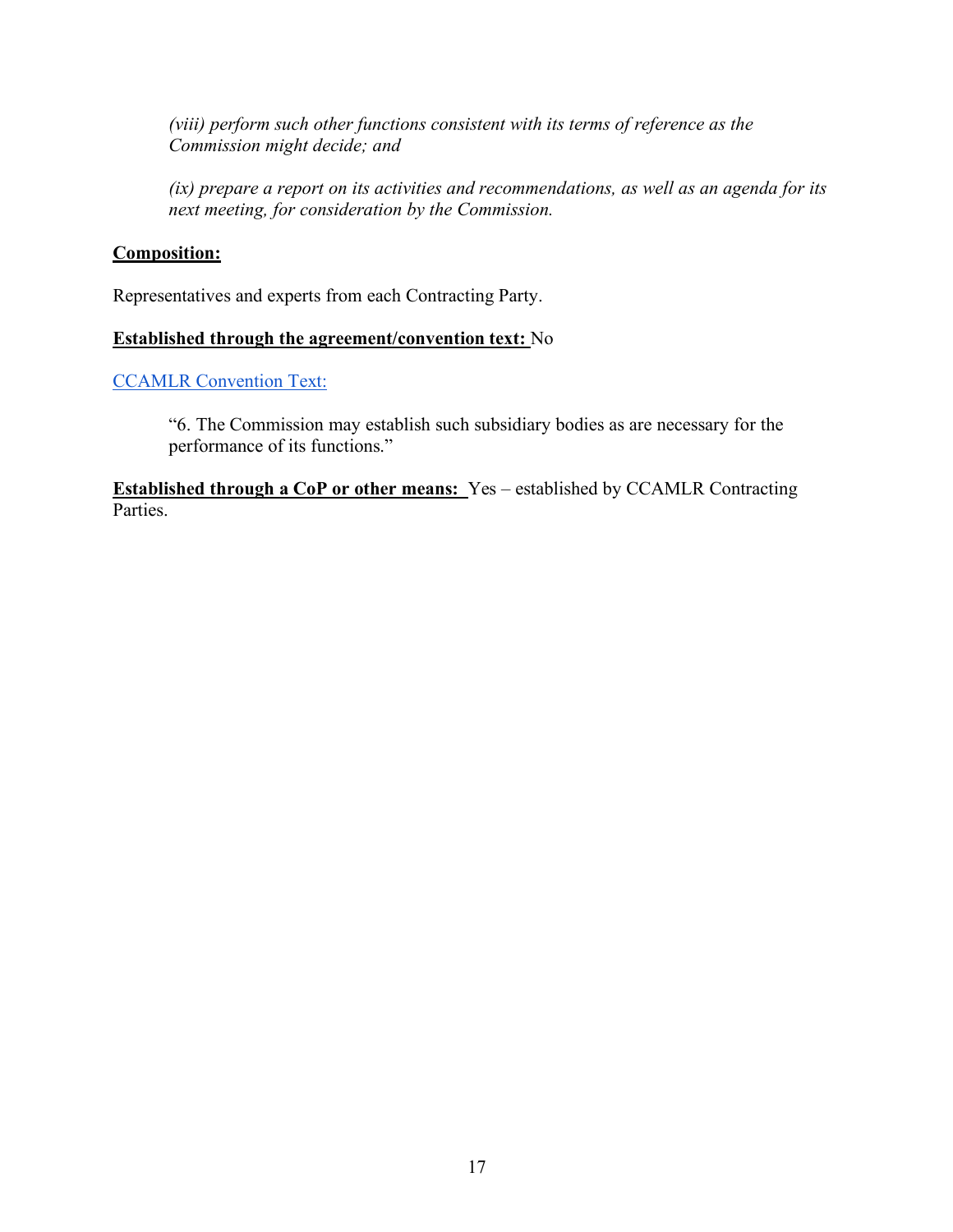*(viii) perform such other functions consistent with its terms of reference as the Commission might decide; and*

*(ix) prepare a report on its activities and recommendations, as well as an agenda for its next meeting, for consideration by the Commission.*

**Composition:**

Representatives and experts from each Contracting Party.

**Established through the agreement/convention text:** No

CCAMLR Convention Text:

> "6. The Commission may establish such subsidiary bodies as are necessary for the performance of its functions."

**Established through a CoP or other means:** Yes – established by CCAMLR Contracting Parties.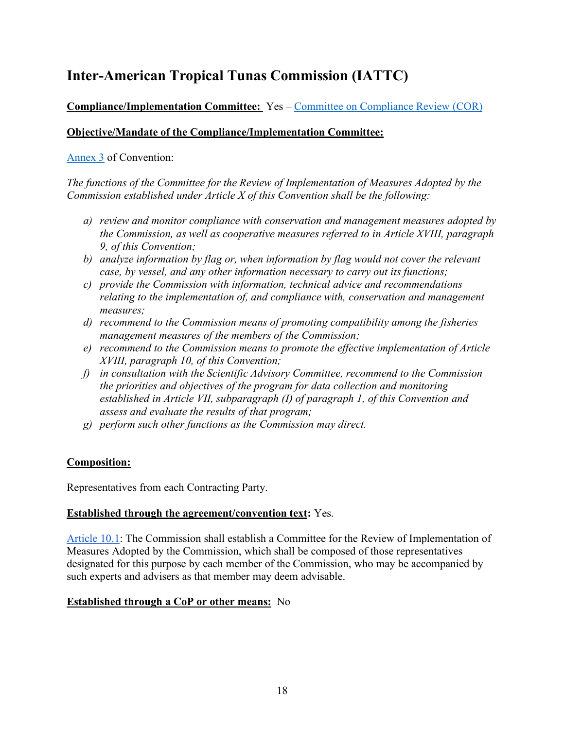# Inter-American Tropical Tunas Commission (IATTC)

**Compliance/Implementation Committee:** Yes – Committee on Compliance Review (COR)

**Objective/Mandate of the Compliance/Implementation Committee:**

Annex 3 of Convention:

*The functions of the Committee for the Review of Implementation of Measures Adopted by the Commission established under Article X of this Convention shall be the following:*

- *a) review and monitor compliance with conservation and management measures adopted by the Commission, as well as cooperative measures referred to in Article XVIII, paragraph 9, of this Convention;*
- *b) analyze information by flag or, when information by flag would not cover the relevant case, by vessel, and any other information necessary to carry out its functions;*
- *c) provide the Commission with information, technical advice and recommendations relating to the implementation of, and compliance with, conservation and management measures;*
- *d) recommend to the Commission means of promoting compatibility among the fisheries management measures of the members of the Commission;*
- *e) recommend to the Commission means to promote the effective implementation of Article XVIII, paragraph 10, of this Convention;*
- *f) in consultation with the Scientific Advisory Committee, recommend to the Commission the priorities and objectives of the program for data collection and monitoring established in Article VII, subparagraph (I) of paragraph 1, of this Convention and assess and evaluate the results of that program;*
- *g) perform such other functions as the Commission may direct.*

**Composition:**

Representatives from each Contracting Party.

**Established through the agreement/convention text:** Yes.

Article 10.1: The Commission shall establish a Committee for the Review of Implementation of Measures Adopted by the Commission, which shall be composed of those representatives designated for this purpose by each member of the Commission, who may be accompanied by such experts and advisers as that member may deem advisable.

**Established through a CoP or other means:** No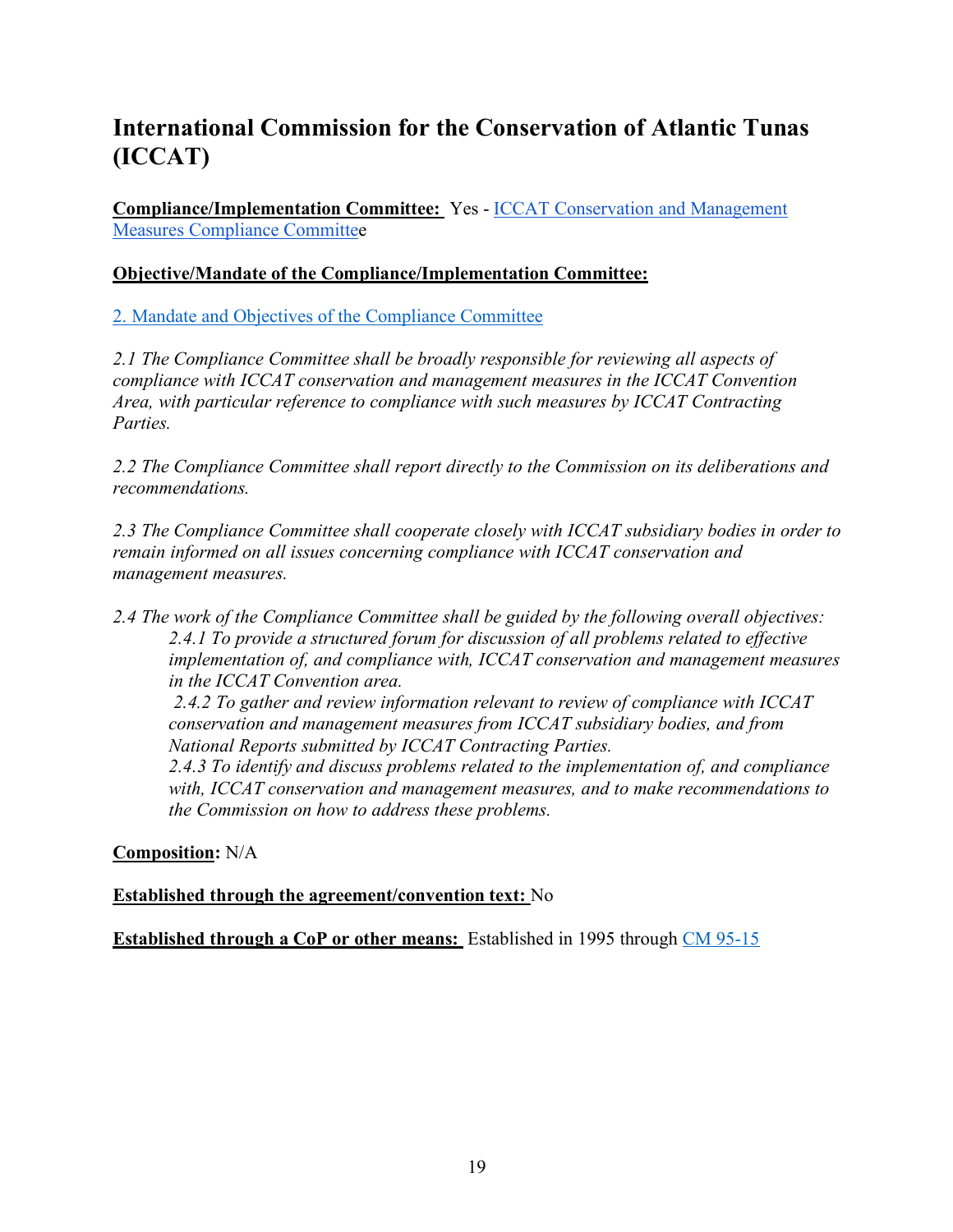## International Commission for the Conservation of Atlantic Tunas (ICCAT)

**Compliance/Implementation Committee:** Yes - ICCAT Conservation and Management Measures Compliance Committee

**Objective/Mandate of the Compliance/Implementation Committee:**

2. Mandate and Objectives of the Compliance Committee

*2.1 The Compliance Committee shall be broadly responsible for reviewing all aspects of compliance with ICCAT conservation and management measures in the ICCAT Convention Area, with particular reference to compliance with such measures by ICCAT Contracting Parties.*

*2.2 The Compliance Committee shall report directly to the Commission on its deliberations and recommendations.*

*2.3 The Compliance Committee shall cooperate closely with ICCAT subsidiary bodies in order to remain informed on all issues concerning compliance with ICCAT conservation and management measures.*

*2.4 The work of the Compliance Committee shall be guided by the following overall objectives:*

> *2.4.1 To provide a structured forum for discussion of all problems related to effective implementation of, and compliance with, ICCAT conservation and management measures in the ICCAT Convention area.*
>
> *2.4.2 To gather and review information relevant to review of compliance with ICCAT conservation and management measures from ICCAT subsidiary bodies, and from National Reports submitted by ICCAT Contracting Parties.*
>
> *2.4.3 To identify and discuss problems related to the implementation of, and compliance with, ICCAT conservation and management measures, and to make recommendations to the Commission on how to address these problems.*

**Composition:** N/A

**Established through the agreement/convention text:** No

**Established through a CoP or other means:** Established in 1995 through CM 95-15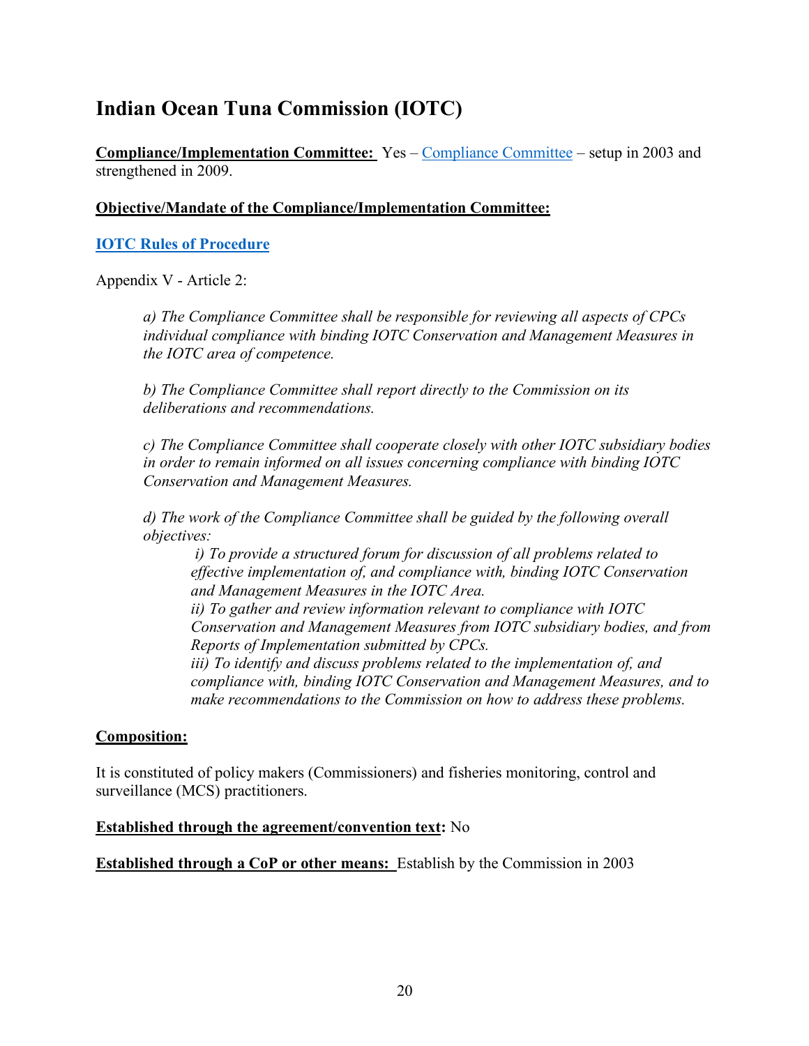# Indian Ocean Tuna Commission (IOTC)

**Compliance/Implementation Committee:** Yes – Compliance Committee – setup in 2003 and strengthened in 2009.

**Objective/Mandate of the Compliance/Implementation Committee:**

**IOTC Rules of Procedure**

Appendix V - Article 2:

> *a) The Compliance Committee shall be responsible for reviewing all aspects of CPCs individual compliance with binding IOTC Conservation and Management Measures in the IOTC area of competence.*
>
> *b) The Compliance Committee shall report directly to the Commission on its deliberations and recommendations.*
>
> *c) The Compliance Committee shall cooperate closely with other IOTC subsidiary bodies in order to remain informed on all issues concerning compliance with binding IOTC Conservation and Management Measures.*
>
> *d) The work of the Compliance Committee shall be guided by the following overall objectives:*
>
> > *i) To provide a structured forum for discussion of all problems related to effective implementation of, and compliance with, binding IOTC Conservation and Management Measures in the IOTC Area.*
> > *ii) To gather and review information relevant to compliance with IOTC Conservation and Management Measures from IOTC subsidiary bodies, and from Reports of Implementation submitted by CPCs.*
> > *iii) To identify and discuss problems related to the implementation of, and compliance with, binding IOTC Conservation and Management Measures, and to make recommendations to the Commission on how to address these problems.*

**Composition:**

It is constituted of policy makers (Commissioners) and fisheries monitoring, control and surveillance (MCS) practitioners.

**Established through the agreement/convention text:** No

**Established through a CoP or other means:** Establish by the Commission in 2003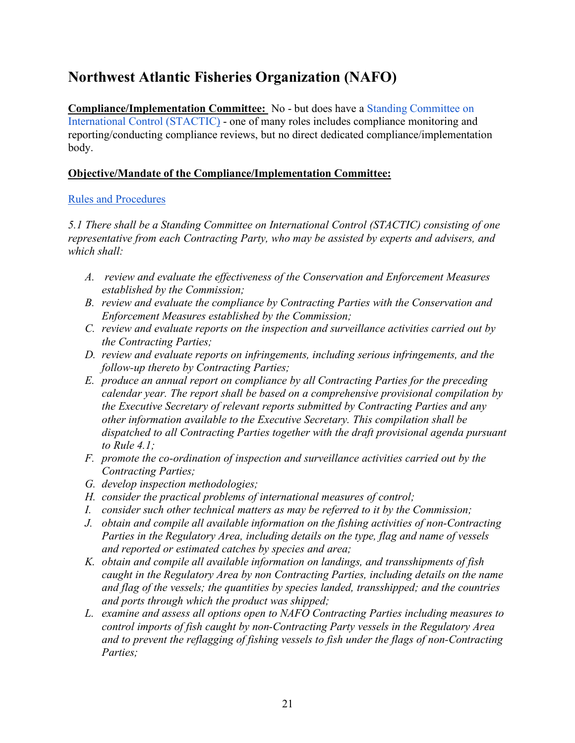# Northwest Atlantic Fisheries Organization (NAFO)

**Compliance/Implementation Committee:** No - but does have a Standing Committee on International Control (STACTIC) - one of many roles includes compliance monitoring and reporting/conducting compliance reviews, but no direct dedicated compliance/implementation body.

**Objective/Mandate of the Compliance/Implementation Committee:**

Rules and Procedures

*5.1 There shall be a Standing Committee on International Control (STACTIC) consisting of one representative from each Contracting Party, who may be assisted by experts and advisers, and which shall:*

- A. *review and evaluate the effectiveness of the Conservation and Enforcement Measures established by the Commission;*
- B. *review and evaluate the compliance by Contracting Parties with the Conservation and Enforcement Measures established by the Commission;*
- C. *review and evaluate reports on the inspection and surveillance activities carried out by the Contracting Parties;*
- D. *review and evaluate reports on infringements, including serious infringements, and the follow-up thereto by Contracting Parties;*
- E. *produce an annual report on compliance by all Contracting Parties for the preceding calendar year. The report shall be based on a comprehensive provisional compilation by the Executive Secretary of relevant reports submitted by Contracting Parties and any other information available to the Executive Secretary. This compilation shall be dispatched to all Contracting Parties together with the draft provisional agenda pursuant to Rule 4.1;*
- F. *promote the co-ordination of inspection and surveillance activities carried out by the Contracting Parties;*
- G. *develop inspection methodologies;*
- H. *consider the practical problems of international measures of control;*
- I. *consider such other technical matters as may be referred to it by the Commission;*
- J. *obtain and compile all available information on the fishing activities of non-Contracting Parties in the Regulatory Area, including details on the type, flag and name of vessels and reported or estimated catches by species and area;*
- K. *obtain and compile all available information on landings, and transshipments of fish caught in the Regulatory Area by non Contracting Parties, including details on the name and flag of the vessels; the quantities by species landed, transshipped; and the countries and ports through which the product was shipped;*
- L. *examine and assess all options open to NAFO Contracting Parties including measures to control imports of fish caught by non-Contracting Party vessels in the Regulatory Area and to prevent the reflagging of fishing vessels to fish under the flags of non-Contracting Parties;*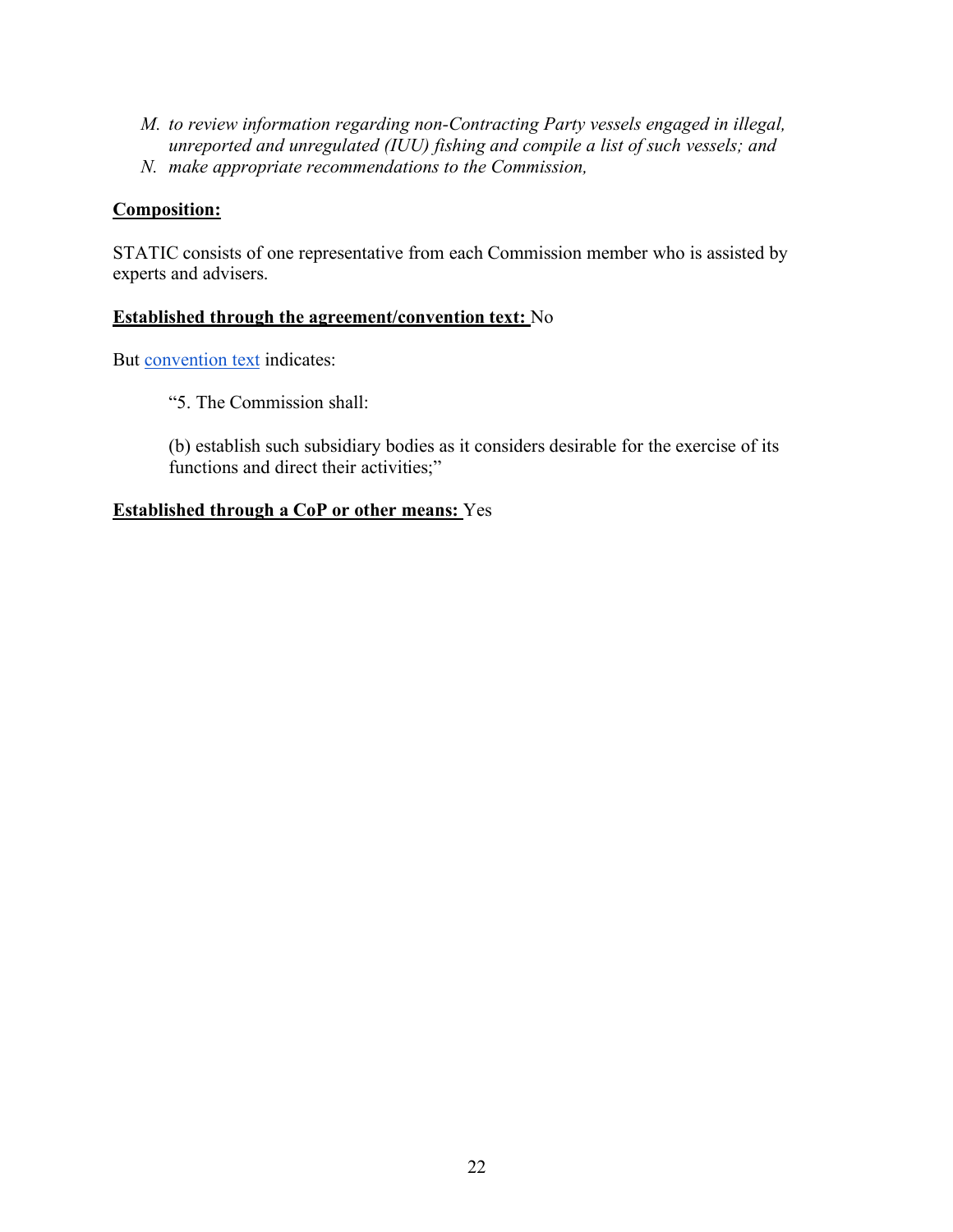*M. to review information regarding non-Contracting Party vessels engaged in illegal, unreported and unregulated (IUU) fishing and compile a list of such vessels; and*
*N. make appropriate recommendations to the Commission,*

**Composition:**

STATIC consists of one representative from each Commission member who is assisted by experts and advisers.

**Established through the agreement/convention text:** No

But convention text indicates:

> "5. The Commission shall:
>
> (b) establish such subsidiary bodies as it considers desirable for the exercise of its functions and direct their activities;"

**Established through a CoP or other means:** Yes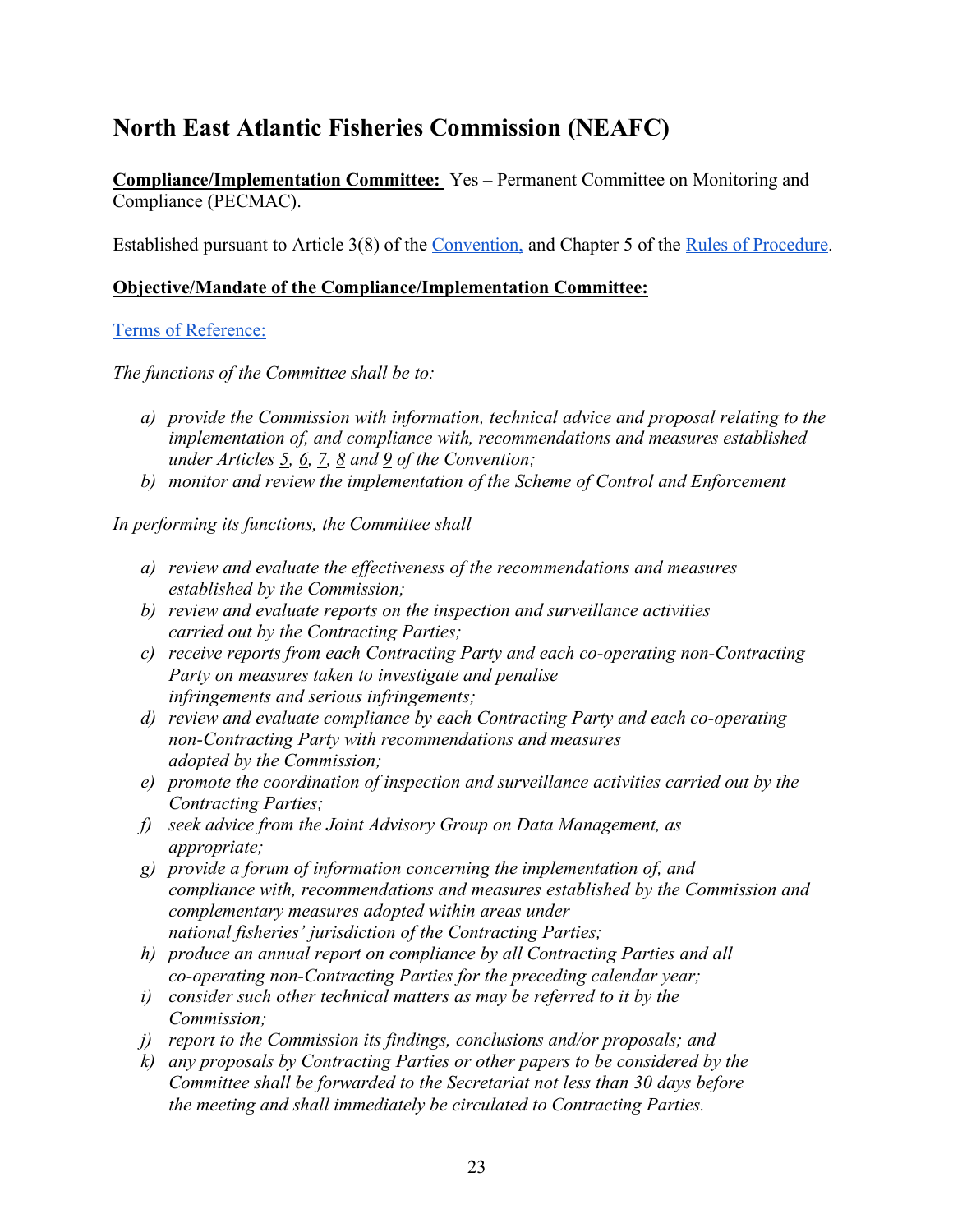# North East Atlantic Fisheries Commission (NEAFC)

**Compliance/Implementation Committee:** Yes – Permanent Committee on Monitoring and Compliance (PECMAC).

Established pursuant to Article 3(8) of the Convention, and Chapter 5 of the Rules of Procedure.

**Objective/Mandate of the Compliance/Implementation Committee:**

Terms of Reference:

*The functions of the Committee shall be to:*

- a) *provide the Commission with information, technical advice and proposal relating to the implementation of, and compliance with, recommendations and measures established under Articles 5, 6, 7, 8 and 9 of the Convention;*
- b) *monitor and review the implementation of the Scheme of Control and Enforcement*

*In performing its functions, the Committee shall*

- a) *review and evaluate the effectiveness of the recommendations and measures established by the Commission;*
- b) *review and evaluate reports on the inspection and surveillance activities carried out by the Contracting Parties;*
- c) *receive reports from each Contracting Party and each co-operating non-Contracting Party on measures taken to investigate and penalise infringements and serious infringements;*
- d) *review and evaluate compliance by each Contracting Party and each co-operating non-Contracting Party with recommendations and measures adopted by the Commission;*
- e) *promote the coordination of inspection and surveillance activities carried out by the Contracting Parties;*
- f) *seek advice from the Joint Advisory Group on Data Management, as appropriate;*
- g) *provide a forum of information concerning the implementation of, and compliance with, recommendations and measures established by the Commission and complementary measures adopted within areas under national fisheries' jurisdiction of the Contracting Parties;*
- h) *produce an annual report on compliance by all Contracting Parties and all co-operating non-Contracting Parties for the preceding calendar year;*
- i) *consider such other technical matters as may be referred to it by the Commission;*
- j) *report to the Commission its findings, conclusions and/or proposals; and*
- k) *any proposals by Contracting Parties or other papers to be considered by the Committee shall be forwarded to the Secretariat not less than 30 days before the meeting and shall immediately be circulated to Contracting Parties.*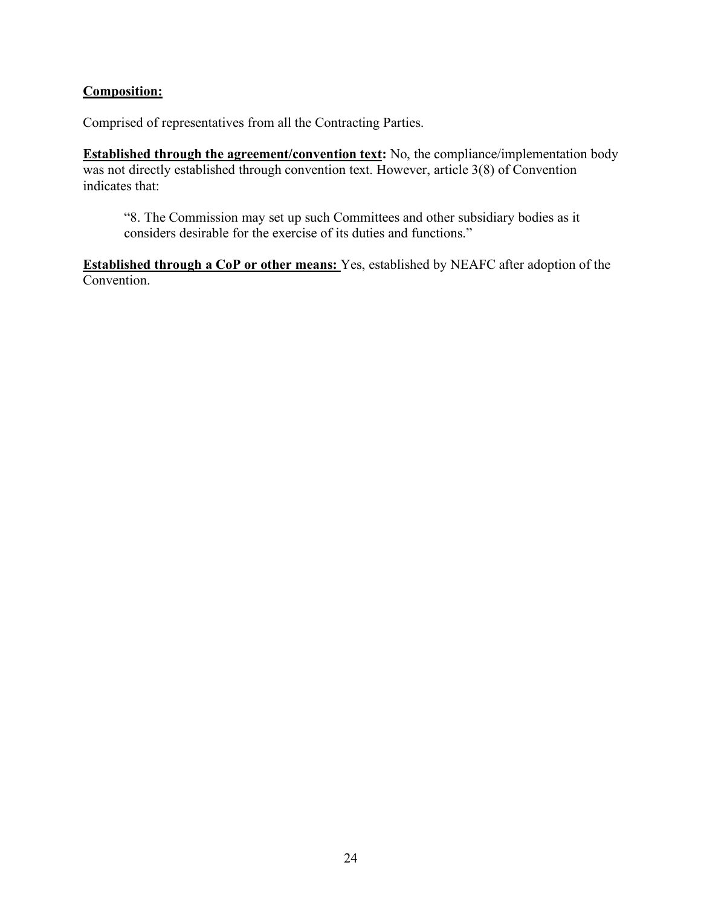**Composition:**

Comprised of representatives from all the Contracting Parties.

**Established through the agreement/convention text:** No, the compliance/implementation body was not directly established through convention text. However, article 3(8) of Convention indicates that:

> "8. The Commission may set up such Committees and other subsidiary bodies as it considers desirable for the exercise of its duties and functions."

**Established through a CoP or other means:** Yes, established by NEAFC after adoption of the Convention.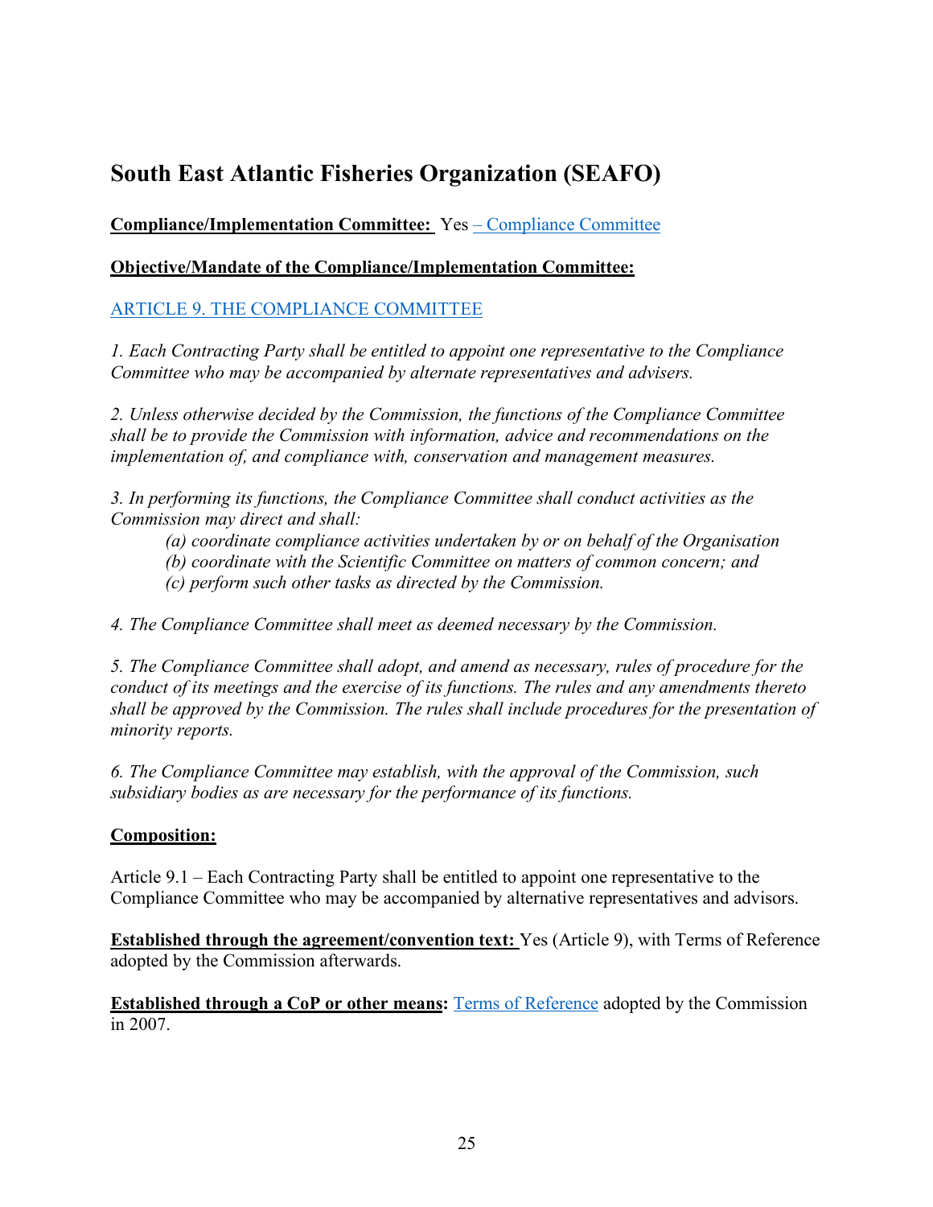# South East Atlantic Fisheries Organization (SEAFO)

**Compliance/Implementation Committee:** Yes – Compliance Committee

**Objective/Mandate of the Compliance/Implementation Committee:**

ARTICLE 9. THE COMPLIANCE COMMITTEE

*1. Each Contracting Party shall be entitled to appoint one representative to the Compliance Committee who may be accompanied by alternate representatives and advisers.*

*2. Unless otherwise decided by the Commission, the functions of the Compliance Committee shall be to provide the Commission with information, advice and recommendations on the implementation of, and compliance with, conservation and management measures.*

*3. In performing its functions, the Compliance Committee shall conduct activities as the Commission may direct and shall:*

> *(a) coordinate compliance activities undertaken by or on behalf of the Organisation*
> *(b) coordinate with the Scientific Committee on matters of common concern; and*
> *(c) perform such other tasks as directed by the Commission.*

*4. The Compliance Committee shall meet as deemed necessary by the Commission.*

*5. The Compliance Committee shall adopt, and amend as necessary, rules of procedure for the conduct of its meetings and the exercise of its functions. The rules and any amendments thereto shall be approved by the Commission. The rules shall include procedures for the presentation of minority reports.*

*6. The Compliance Committee may establish, with the approval of the Commission, such subsidiary bodies as are necessary for the performance of its functions.*

**Composition:**

Article 9.1 – Each Contracting Party shall be entitled to appoint one representative to the Compliance Committee who may be accompanied by alternative representatives and advisors.

**Established through the agreement/convention text:** Yes (Article 9), with Terms of Reference adopted by the Commission afterwards.

**Established through a CoP or other means:** Terms of Reference adopted by the Commission in 2007.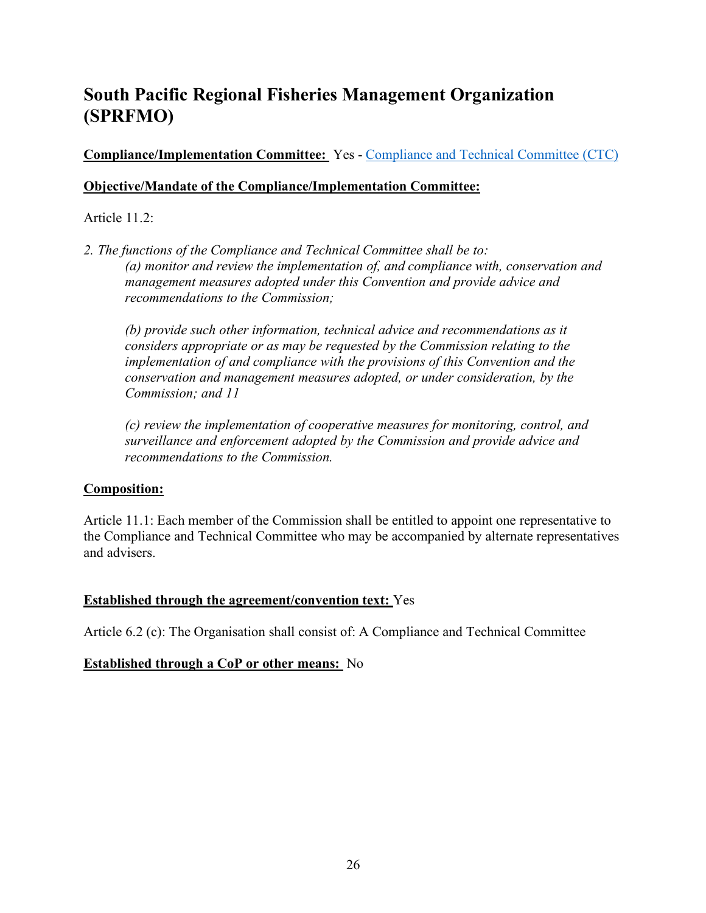# South Pacific Regional Fisheries Management Organization (SPRFMO)

**Compliance/Implementation Committee:** Yes - Compliance and Technical Committee (CTC)

**Objective/Mandate of the Compliance/Implementation Committee:**

Article 11.2:

*2. The functions of the Compliance and Technical Committee shall be to:*

> *(a) monitor and review the implementation of, and compliance with, conservation and management measures adopted under this Convention and provide advice and recommendations to the Commission;*
>
> *(b) provide such other information, technical advice and recommendations as it considers appropriate or as may be requested by the Commission relating to the implementation of and compliance with the provisions of this Convention and the conservation and management measures adopted, or under consideration, by the Commission; and 11*
>
> *(c) review the implementation of cooperative measures for monitoring, control, and surveillance and enforcement adopted by the Commission and provide advice and recommendations to the Commission.*

**Composition:**

Article 11.1: Each member of the Commission shall be entitled to appoint one representative to the Compliance and Technical Committee who may be accompanied by alternate representatives and advisers.

**Established through the agreement/convention text:** Yes

Article 6.2 (c): The Organisation shall consist of: A Compliance and Technical Committee

**Established through a CoP or other means:** No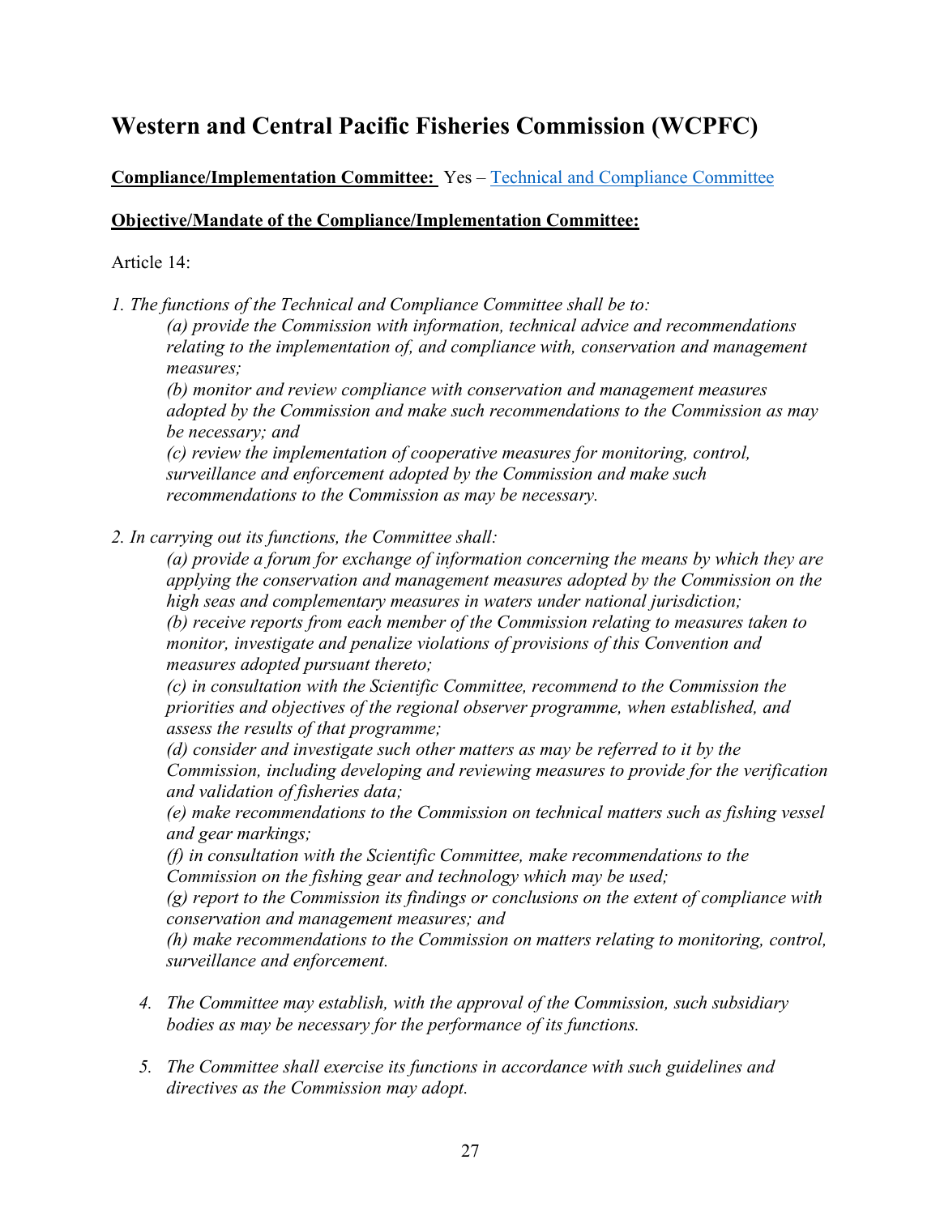# Western and Central Pacific Fisheries Commission (WCPFC)

**Compliance/Implementation Committee:** Yes – Technical and Compliance Committee

**Objective/Mandate of the Compliance/Implementation Committee:**

Article 14:

*1. The functions of the Technical and Compliance Committee shall be to:*

> *(a) provide the Commission with information, technical advice and recommendations relating to the implementation of, and compliance with, conservation and management measures;*
>
> *(b) monitor and review compliance with conservation and management measures adopted by the Commission and make such recommendations to the Commission as may be necessary; and*
>
> *(c) review the implementation of cooperative measures for monitoring, control, surveillance and enforcement adopted by the Commission and make such recommendations to the Commission as may be necessary.*

*2. In carrying out its functions, the Committee shall:*

> *(a) provide a forum for exchange of information concerning the means by which they are applying the conservation and management measures adopted by the Commission on the high seas and complementary measures in waters under national jurisdiction;*
>
> *(b) receive reports from each member of the Commission relating to measures taken to monitor, investigate and penalize violations of provisions of this Convention and measures adopted pursuant thereto;*
>
> *(c) in consultation with the Scientific Committee, recommend to the Commission the priorities and objectives of the regional observer programme, when established, and assess the results of that programme;*
>
> *(d) consider and investigate such other matters as may be referred to it by the Commission, including developing and reviewing measures to provide for the verification and validation of fisheries data;*
>
> *(e) make recommendations to the Commission on technical matters such as fishing vessel and gear markings;*
>
> *(f) in consultation with the Scientific Committee, make recommendations to the Commission on the fishing gear and technology which may be used;*
>
> *(g) report to the Commission its findings or conclusions on the extent of compliance with conservation and management measures; and*
>
> *(h) make recommendations to the Commission on matters relating to monitoring, control, surveillance and enforcement.*

4. *The Committee may establish, with the approval of the Commission, such subsidiary bodies as may be necessary for the performance of its functions.*

5. *The Committee shall exercise its functions in accordance with such guidelines and directives as the Commission may adopt.*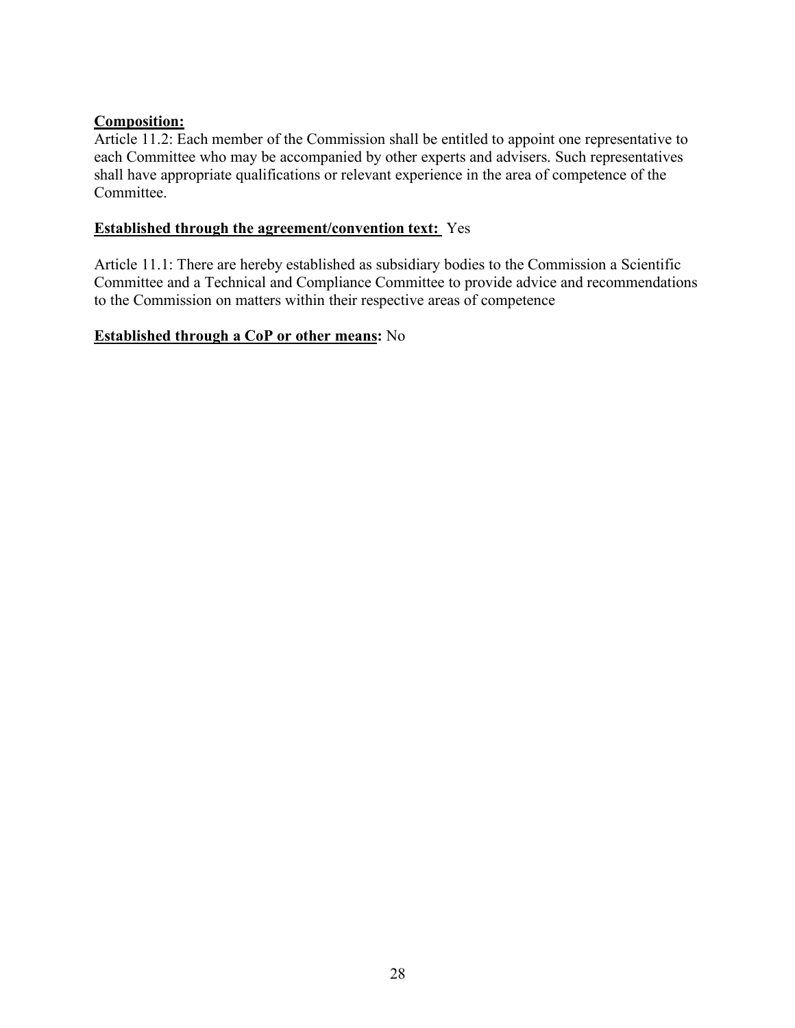**Composition:**
Article 11.2: Each member of the Commission shall be entitled to appoint one representative to each Committee who may be accompanied by other experts and advisers. Such representatives shall have appropriate qualifications or relevant experience in the area of competence of the Committee.

**Established through the agreement/convention text:** Yes

Article 11.1: There are hereby established as subsidiary bodies to the Commission a Scientific Committee and a Technical and Compliance Committee to provide advice and recommendations to the Commission on matters within their respective areas of competence

**Established through a CoP or other means:** No